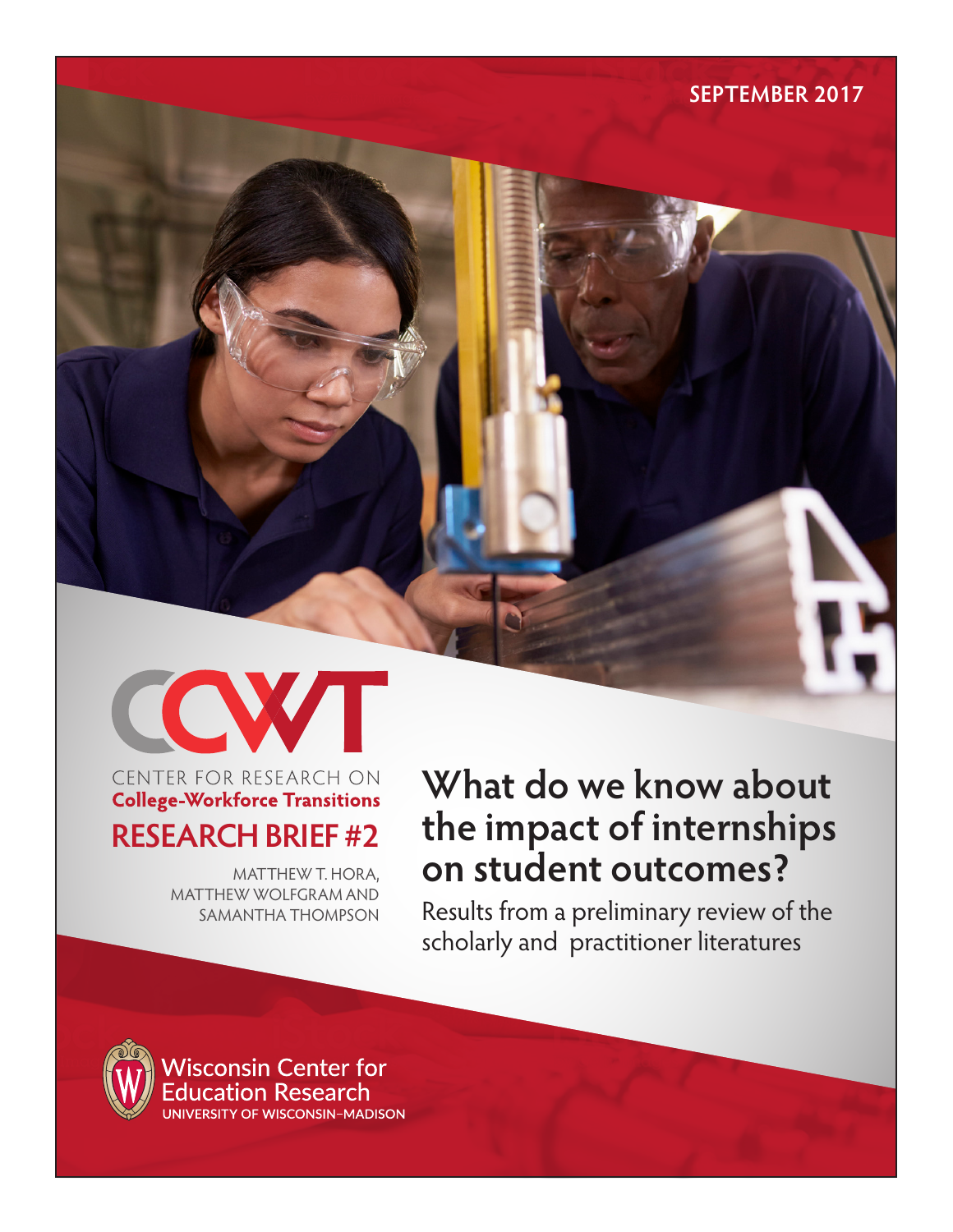SEPTEMBER 2017

CCWT

CENTER FOR RESEARCH ON
**College-Workforce Transitions**

**RESEARCH BRIEF #2**

MATTHEW T. HORA, MATTHEW WOLFGRAM AND SAMANTHA THOMPSON

# What do we know about the impact of internships on student outcomes?

Results from a preliminary review of the scholarly and practitioner literatures

Wisconsin Center for Education Research
UNIVERSITY OF WISCONSIN–MADISON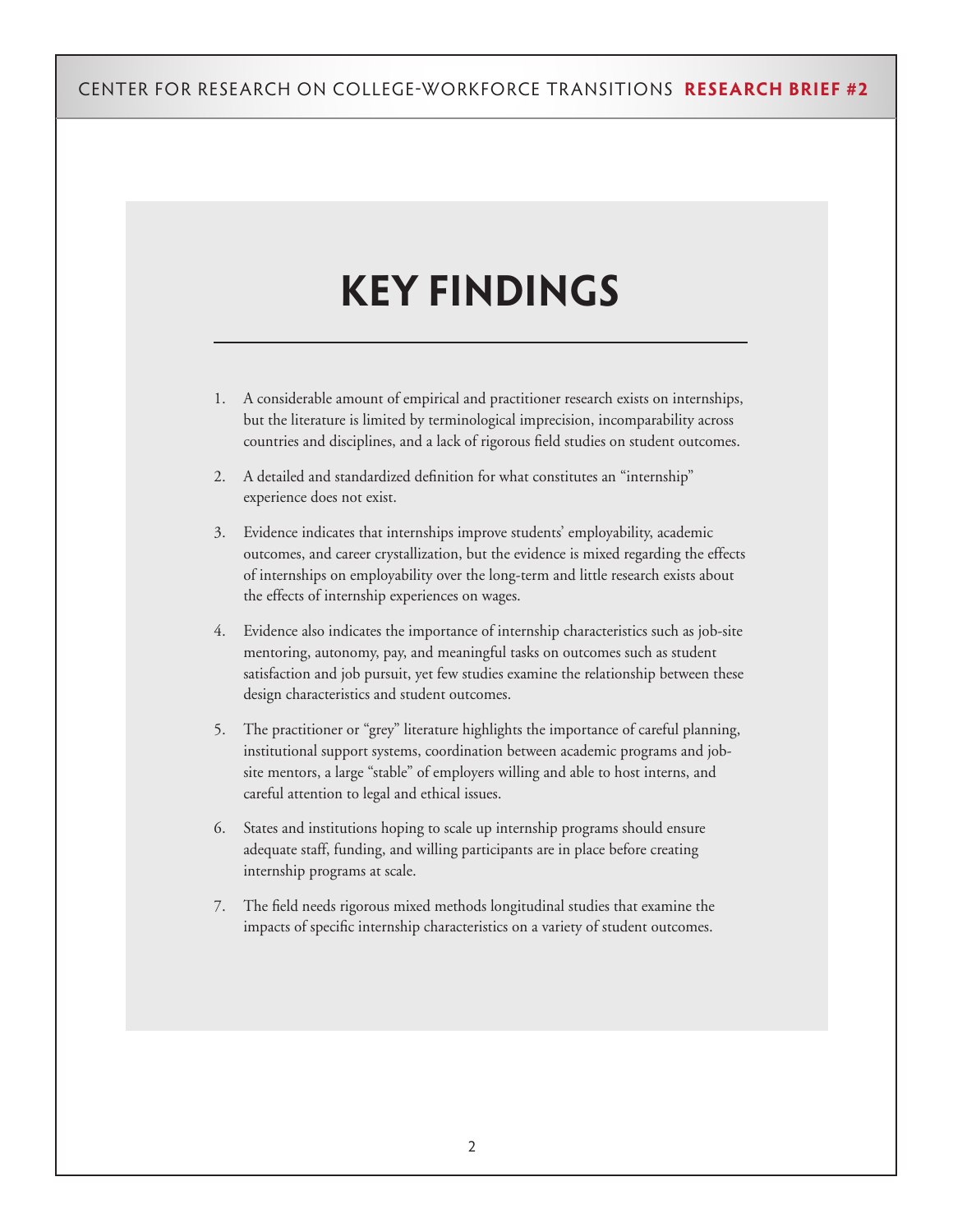# KEY FINDINGS

1. A considerable amount of empirical and practitioner research exists on internships, but the literature is limited by terminological imprecision, incomparability across countries and disciplines, and a lack of rigorous field studies on student outcomes.

2. A detailed and standardized definition for what constitutes an "internship" experience does not exist.

3. Evidence indicates that internships improve students' employability, academic outcomes, and career crystallization, but the evidence is mixed regarding the effects of internships on employability over the long-term and little research exists about the effects of internship experiences on wages.

4. Evidence also indicates the importance of internship characteristics such as job-site mentoring, autonomy, pay, and meaningful tasks on outcomes such as student satisfaction and job pursuit, yet few studies examine the relationship between these design characteristics and student outcomes.

5. The practitioner or "grey" literature highlights the importance of careful planning, institutional support systems, coordination between academic programs and job-site mentors, a large "stable" of employers willing and able to host interns, and careful attention to legal and ethical issues.

6. States and institutions hoping to scale up internship programs should ensure adequate staff, funding, and willing participants are in place before creating internship programs at scale.

7. The field needs rigorous mixed methods longitudinal studies that examine the impacts of specific internship characteristics on a variety of student outcomes.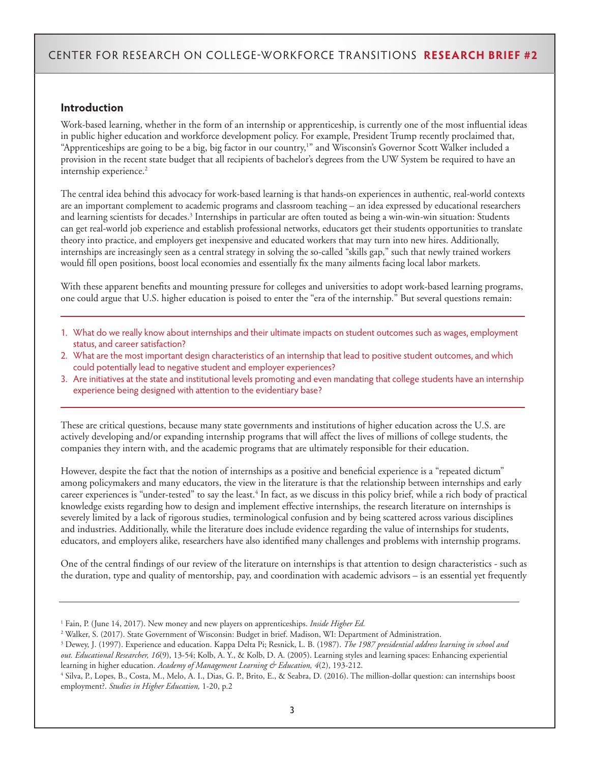## Introduction

Work-based learning, whether in the form of an internship or apprenticeship, is currently one of the most influential ideas in public higher education and workforce development policy. For example, President Trump recently proclaimed that, "Apprenticeships are going to be a big, big factor in our country,[1]" and Wisconsin's Governor Scott Walker included a provision in the recent state budget that all recipients of bachelor's degrees from the UW System be required to have an internship experience.[2]

The central idea behind this advocacy for work-based learning is that hands-on experiences in authentic, real-world contexts are an important complement to academic programs and classroom teaching – an idea expressed by educational researchers and learning scientists for decades.[3] Internships in particular are often touted as being a win-win-win situation: Students can get real-world job experience and establish professional networks, educators get their students opportunities to translate theory into practice, and employers get inexpensive and educated workers that may turn into new hires. Additionally, internships are increasingly seen as a central strategy in solving the so-called "skills gap," such that newly trained workers would fill open positions, boost local economies and essentially fix the many ailments facing local labor markets.

With these apparent benefits and mounting pressure for colleges and universities to adopt work-based learning programs, one could argue that U.S. higher education is poised to enter the "era of the internship." But several questions remain:

1. What do we really know about internships and their ultimate impacts on student outcomes such as wages, employment status, and career satisfaction?
2. What are the most important design characteristics of an internship that lead to positive student outcomes, and which could potentially lead to negative student and employer experiences?
3. Are initiatives at the state and institutional levels promoting and even mandating that college students have an internship experience being designed with attention to the evidentiary base?

These are critical questions, because many state governments and institutions of higher education across the U.S. are actively developing and/or expanding internship programs that will affect the lives of millions of college students, the companies they intern with, and the academic programs that are ultimately responsible for their education.

However, despite the fact that the notion of internships as a positive and beneficial experience is a "repeated dictum" among policymakers and many educators, the view in the literature is that the relationship between internships and early career experiences is "under-tested" to say the least.[4] In fact, as we discuss in this policy brief, while a rich body of practical knowledge exists regarding how to design and implement effective internships, the research literature on internships is severely limited by a lack of rigorous studies, terminological confusion and by being scattered across various disciplines and industries. Additionally, while the literature does include evidence regarding the value of internships for students, educators, and employers alike, researchers have also identified many challenges and problems with internship programs.

One of the central findings of our review of the literature on internships is that attention to design characteristics - such as the duration, type and quality of mentorship, pay, and coordination with academic advisors – is an essential yet frequently

---

[1] Fain, P. (June 14, 2017). New money and new players on apprenticeships. *Inside Higher Ed.*

[2] Walker, S. (2017). State Government of Wisconsin: Budget in brief. Madison, WI: Department of Administration.

[3] Dewey, J. (1997). Experience and education. Kappa Delta Pi; Resnick, L. B. (1987). *The 1987 presidential address learning in school and out. Educational Researcher, 16*(9), 13-54; Kolb, A. Y., & Kolb, D. A. (2005). Learning styles and learning spaces: Enhancing experiential learning in higher education. *Academy of Management Learning & Education, 4*(2), 193-212.

[4] Silva, P., Lopes, B., Costa, M., Melo, A. I., Dias, G. P., Brito, E., & Seabra, D. (2016). The million-dollar question: can internships boost employment?. *Studies in Higher Education,* 1-20, p.2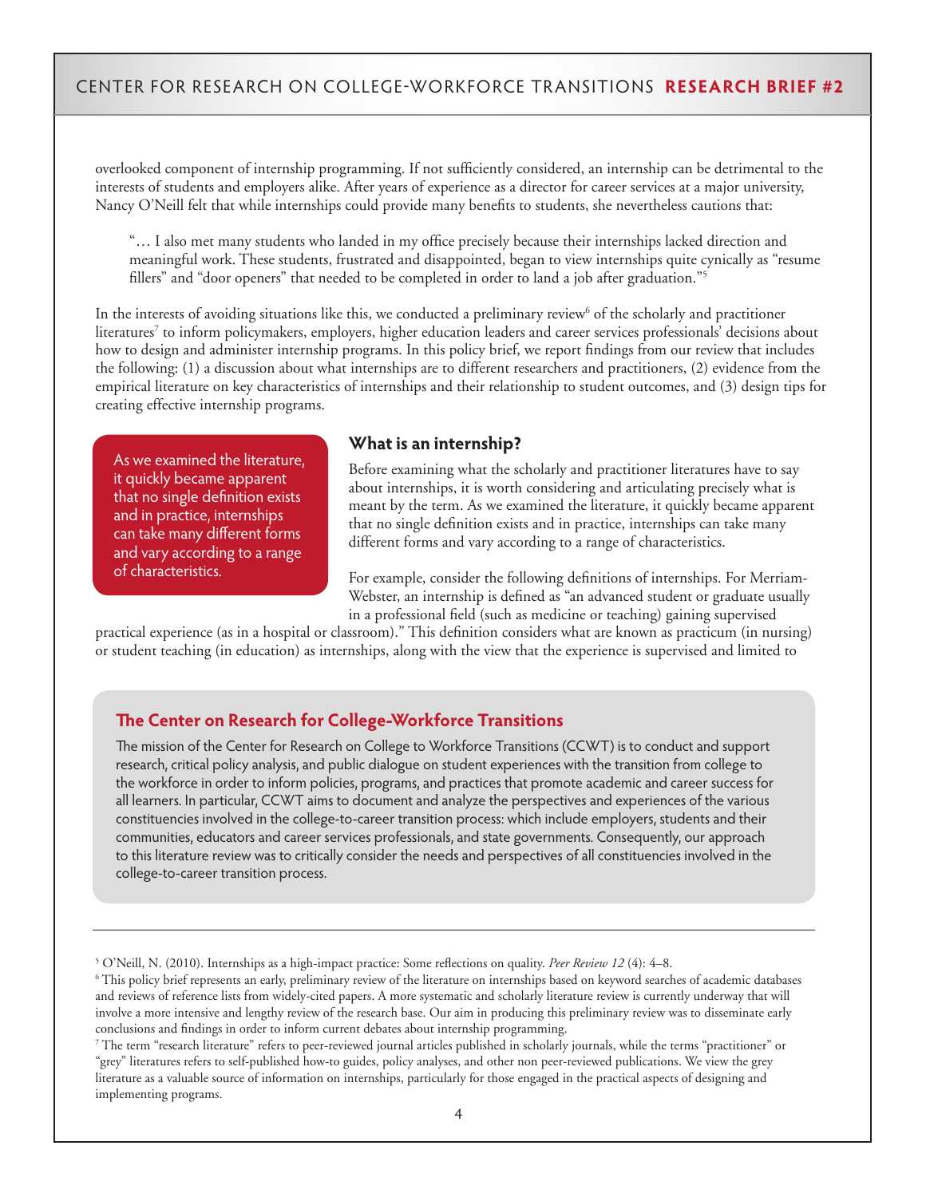overlooked component of internship programming. If not sufficiently considered, an internship can be detrimental to the interests of students and employers alike. After years of experience as a director for career services at a major university, Nancy O'Neill felt that while internships could provide many benefits to students, she nevertheless cautions that:

> "… I also met many students who landed in my office precisely because their internships lacked direction and meaningful work. These students, frustrated and disappointed, began to view internships quite cynically as "resume fillers" and "door openers" that needed to be completed in order to land a job after graduation."[5]

In the interests of avoiding situations like this, we conducted a preliminary review[6] of the scholarly and practitioner literatures[7] to inform policymakers, employers, higher education leaders and career services professionals' decisions about how to design and administer internship programs. In this policy brief, we report findings from our review that includes the following: (1) a discussion about what internships are to different researchers and practitioners, (2) evidence from the empirical literature on key characteristics of internships and their relationship to student outcomes, and (3) design tips for creating effective internship programs.

> As we examined the literature, it quickly became apparent that no single definition exists and in practice, internships can take many different forms and vary according to a range of characteristics.

### What is an internship?

Before examining what the scholarly and practitioner literatures have to say about internships, it is worth considering and articulating precisely what is meant by the term. As we examined the literature, it quickly became apparent that no single definition exists and in practice, internships can take many different forms and vary according to a range of characteristics.

For example, consider the following definitions of internships. For Merriam-Webster, an internship is defined as "an advanced student or graduate usually in a professional field (such as medicine or teaching) gaining supervised practical experience (as in a hospital or classroom)." This definition considers what are known as practicum (in nursing) or student teaching (in education) as internships, along with the view that the experience is supervised and limited to

### The Center on Research for College-Workforce Transitions

The mission of the Center for Research on College to Workforce Transitions (CCWT) is to conduct and support research, critical policy analysis, and public dialogue on student experiences with the transition from college to the workforce in order to inform policies, programs, and practices that promote academic and career success for all learners. In particular, CCWT aims to document and analyze the perspectives and experiences of the various constituencies involved in the college-to-career transition process: which include employers, students and their communities, educators and career services professionals, and state governments. Consequently, our approach to this literature review was to critically consider the needs and perspectives of all constituencies involved in the college-to-career transition process.

---

[5] O'Neill, N. (2010). Internships as a high-impact practice: Some reflections on quality. *Peer Review 12* (4): 4–8.

[6] This policy brief represents an early, preliminary review of the literature on internships based on keyword searches of academic databases and reviews of reference lists from widely-cited papers. A more systematic and scholarly literature review is currently underway that will involve a more intensive and lengthy review of the research base. Our aim in producing this preliminary review was to disseminate early conclusions and findings in order to inform current debates about internship programming.

[7] The term "research literature" refers to peer-reviewed journal articles published in scholarly journals, while the terms "practitioner" or "grey" literatures refers to self-published how-to guides, policy analyses, and other non peer-reviewed publications. We view the grey literature as a valuable source of information on internships, particularly for those engaged in the practical aspects of designing and implementing programs.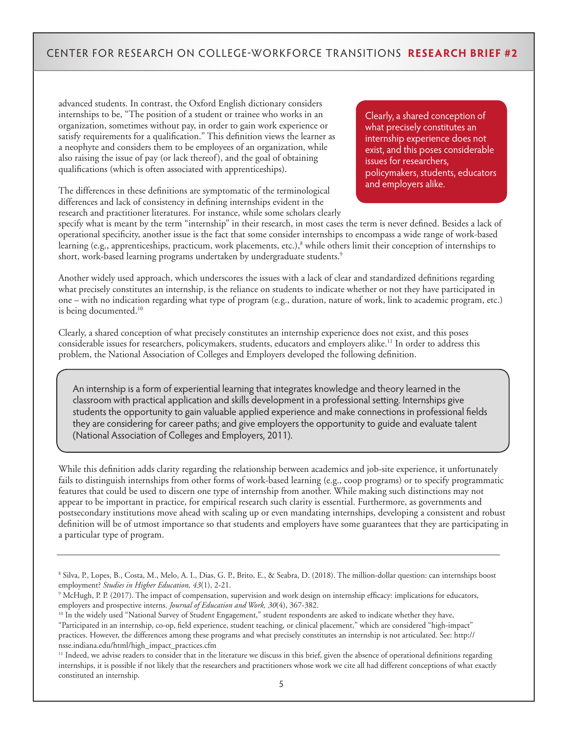advanced students. In contrast, the Oxford English dictionary considers internships to be, "The position of a student or trainee who works in an organization, sometimes without pay, in order to gain work experience or satisfy requirements for a qualification." This definition views the learner as a neophyte and considers them to be employees of an organization, while also raising the issue of pay (or lack thereof), and the goal of obtaining qualifications (which is often associated with apprenticeships).

> Clearly, a shared conception of what precisely constitutes an internship experience does not exist, and this poses considerable issues for researchers, policymakers, students, educators and employers alike.

The differences in these definitions are symptomatic of the terminological differences and lack of consistency in defining internships evident in the research and practitioner literatures. For instance, while some scholars clearly specify what is meant by the term "internship" in their research, in most cases the term is never defined. Besides a lack of operational specificity, another issue is the fact that some consider internships to encompass a wide range of work-based learning (e.g., apprenticeships, practicum, work placements, etc.),[8] while others limit their conception of internships to short, work-based learning programs undertaken by undergraduate students.[9]

Another widely used approach, which underscores the issues with a lack of clear and standardized definitions regarding what precisely constitutes an internship, is the reliance on students to indicate whether or not they have participated in one – with no indication regarding what type of program (e.g., duration, nature of work, link to academic program, etc.) is being documented.[10]

Clearly, a shared conception of what precisely constitutes an internship experience does not exist, and this poses considerable issues for researchers, policymakers, students, educators and employers alike.[11] In order to address this problem, the National Association of Colleges and Employers developed the following definition.

> An internship is a form of experiential learning that integrates knowledge and theory learned in the classroom with practical application and skills development in a professional setting. Internships give students the opportunity to gain valuable applied experience and make connections in professional fields they are considering for career paths; and give employers the opportunity to guide and evaluate talent (National Association of Colleges and Employers, 2011).

While this definition adds clarity regarding the relationship between academics and job-site experience, it unfortunately fails to distinguish internships from other forms of work-based learning (e.g., coop programs) or to specify programmatic features that could be used to discern one type of internship from another. While making such distinctions may not appear to be important in practice, for empirical research such clarity is essential. Furthermore, as governments and postsecondary institutions move ahead with scaling up or even mandating internships, developing a consistent and robust definition will be of utmost importance so that students and employers have some guarantees that they are participating in a particular type of program.

---

[8] Silva, P., Lopes, B., Costa, M., Melo, A. I., Dias, G. P., Brito, E., & Seabra, D. (2018). The million-dollar question: can internships boost employment? *Studies in Higher Education, 43*(1), 2-21.

[9] McHugh, P. P. (2017). The impact of compensation, supervision and work design on internship efficacy: implications for educators, employers and prospective interns. *Journal of Education and Work, 30*(4), 367-382.

[10] In the widely used "National Survey of Student Engagement," student respondents are asked to indicate whether they have, "Participated in an internship, co-op, field experience, student teaching, or clinical placement," which are considered "high-impact" practices. However, the differences among these programs and what precisely constitutes an internship is not articulated. See: http://nsse.indiana.edu/html/high_impact_practices.cfm

[11] Indeed, we advise readers to consider that in the literature we discuss in this brief, given the absence of operational definitions regarding internships, it is possible if not likely that the researchers and practitioners whose work we cite all had different conceptions of what exactly constituted an internship.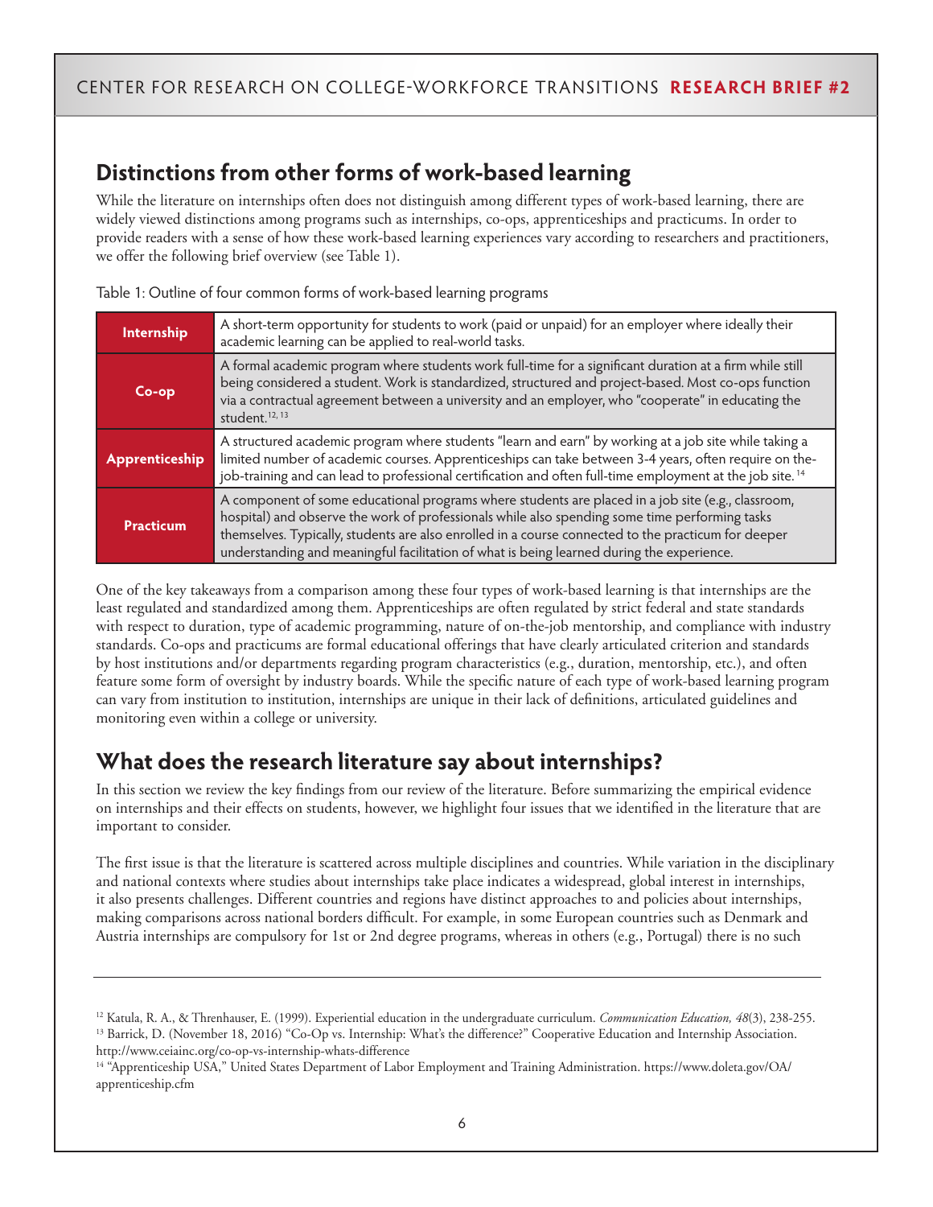## Distinctions from other forms of work-based learning

While the literature on internships often does not distinguish among different types of work-based learning, there are widely viewed distinctions among programs such as internships, co-ops, apprenticeships and practicums. In order to provide readers with a sense of how these work-based learning experiences vary according to researchers and practitioners, we offer the following brief overview (see Table 1).

Table 1: Outline of four common forms of work-based learning programs

| | |
|---|---|
| **Internship** | A short-term opportunity for students to work (paid or unpaid) for an employer where ideally their academic learning can be applied to real-world tasks. |
| **Co-op** | A formal academic program where students work full-time for a significant duration at a firm while still being considered a student. Work is standardized, structured and project-based. Most co-ops function via a contractual agreement between a university and an employer, who "cooperate" in educating the student.[12, 13] |
| **Apprenticeship** | A structured academic program where students "learn and earn" by working at a job site while taking a limited number of academic courses. Apprenticeships can take between 3-4 years, often require on the-job-training and can lead to professional certification and often full-time employment at the job site.[14] |
| **Practicum** | A component of some educational programs where students are placed in a job site (e.g., classroom, hospital) and observe the work of professionals while also spending some time performing tasks themselves. Typically, students are also enrolled in a course connected to the practicum for deeper understanding and meaningful facilitation of what is being learned during the experience. |

One of the key takeaways from a comparison among these four types of work-based learning is that internships are the least regulated and standardized among them. Apprenticeships are often regulated by strict federal and state standards with respect to duration, type of academic programming, nature of on-the-job mentorship, and compliance with industry standards. Co-ops and practicums are formal educational offerings that have clearly articulated criterion and standards by host institutions and/or departments regarding program characteristics (e.g., duration, mentorship, etc.), and often feature some form of oversight by industry boards. While the specific nature of each type of work-based learning program can vary from institution to institution, internships are unique in their lack of definitions, articulated guidelines and monitoring even within a college or university.

## What does the research literature say about internships?

In this section we review the key findings from our review of the literature. Before summarizing the empirical evidence on internships and their effects on students, however, we highlight four issues that we identified in the literature that are important to consider.

The first issue is that the literature is scattered across multiple disciplines and countries. While variation in the disciplinary and national contexts where studies about internships take place indicates a widespread, global interest in internships, it also presents challenges. Different countries and regions have distinct approaches to and policies about internships, making comparisons across national borders difficult. For example, in some European countries such as Denmark and Austria internships are compulsory for 1st or 2nd degree programs, whereas in others (e.g., Portugal) there is no such

---

[12] Katula, R. A., & Threnhauser, E. (1999). Experiential education in the undergraduate curriculum. *Communication Education, 48*(3), 238-255.

[13] Barrick, D. (November 18, 2016) "Co-Op vs. Internship: What's the difference?" Cooperative Education and Internship Association. http://www.ceiainc.org/co-op-vs-internship-whats-difference

[14] "Apprenticeship USA," United States Department of Labor Employment and Training Administration. https://www.doleta.gov/OA/apprenticeship.cfm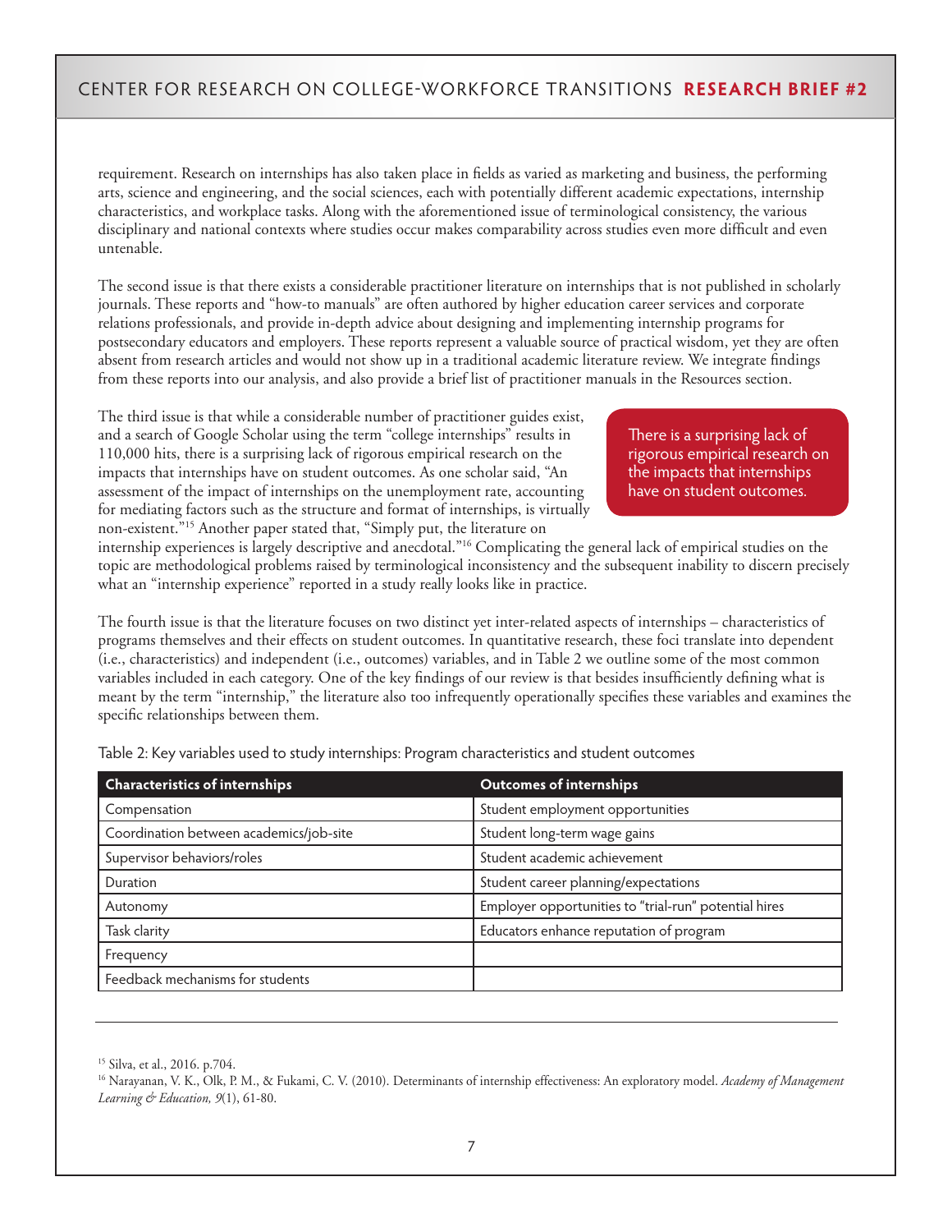requirement. Research on internships has also taken place in fields as varied as marketing and business, the performing arts, science and engineering, and the social sciences, each with potentially different academic expectations, internship characteristics, and workplace tasks. Along with the aforementioned issue of terminological consistency, the various disciplinary and national contexts where studies occur makes comparability across studies even more difficult and even untenable.

The second issue is that there exists a considerable practitioner literature on internships that is not published in scholarly journals. These reports and "how-to manuals" are often authored by higher education career services and corporate relations professionals, and provide in-depth advice about designing and implementing internship programs for postsecondary educators and employers. These reports represent a valuable source of practical wisdom, yet they are often absent from research articles and would not show up in a traditional academic literature review. We integrate findings from these reports into our analysis, and also provide a brief list of practitioner manuals in the Resources section.

The third issue is that while a considerable number of practitioner guides exist, and a search of Google Scholar using the term "college internships" results in 110,000 hits, there is a surprising lack of rigorous empirical research on the impacts that internships have on student outcomes. As one scholar said, "An assessment of the impact of internships on the unemployment rate, accounting for mediating factors such as the structure and format of internships, is virtually non-existent."[15] Another paper stated that, "Simply put, the literature on internship experiences is largely descriptive and anecdotal."[16] Complicating the general lack of empirical studies on the topic are methodological problems raised by terminological inconsistency and the subsequent inability to discern precisely what an "internship experience" reported in a study really looks like in practice.

> There is a surprising lack of rigorous empirical research on the impacts that internships have on student outcomes.

The fourth issue is that the literature focuses on two distinct yet inter-related aspects of internships – characteristics of programs themselves and their effects on student outcomes. In quantitative research, these foci translate into dependent (i.e., characteristics) and independent (i.e., outcomes) variables, and in Table 2 we outline some of the most common variables included in each category. One of the key findings of our review is that besides insufficiently defining what is meant by the term "internship," the literature also too infrequently operationally specifies these variables and examines the specific relationships between them.

Table 2: Key variables used to study internships: Program characteristics and student outcomes

| Characteristics of internships | Outcomes of internships |
|---|---|
| Compensation | Student employment opportunities |
| Coordination between academics/job-site | Student long-term wage gains |
| Supervisor behaviors/roles | Student academic achievement |
| Duration | Student career planning/expectations |
| Autonomy | Employer opportunities to "trial-run" potential hires |
| Task clarity | Educators enhance reputation of program |
| Frequency | |
| Feedback mechanisms for students | |

---

[15] Silva, et al., 2016. p.704.

[16] Narayanan, V. K., Olk, P. M., & Fukami, C. V. (2010). Determinants of internship effectiveness: An exploratory model. *Academy of Management Learning & Education, 9*(1), 61-80.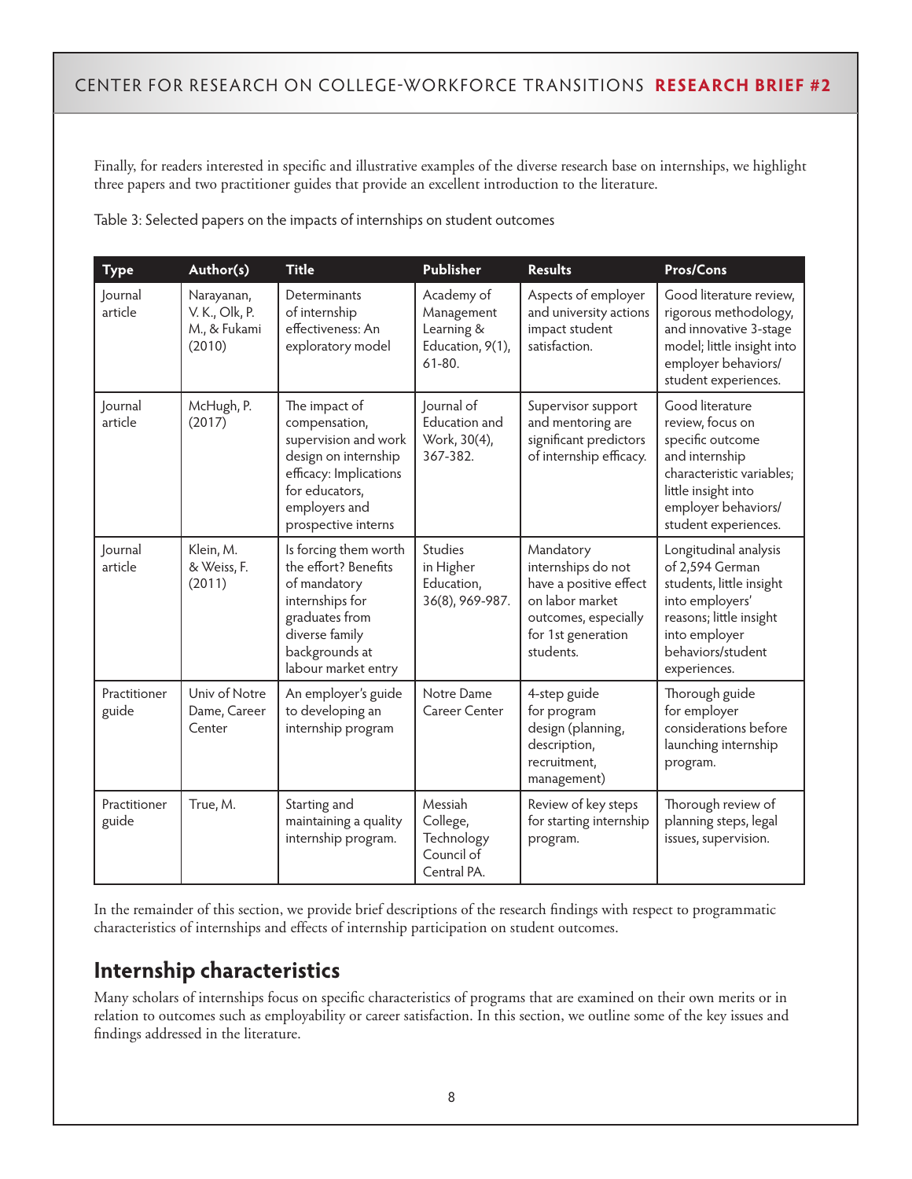Finally, for readers interested in specific and illustrative examples of the diverse research base on internships, we highlight three papers and two practitioner guides that provide an excellent introduction to the literature.

Table 3: Selected papers on the impacts of internships on student outcomes

| Type | Author(s) | Title | Publisher | Results | Pros/Cons |
|---|---|---|---|---|---|
| Journal article | Narayanan, V. K., Olk, P. M., & Fukami (2010) | Determinants of internship effectiveness: An exploratory model | Academy of Management Learning & Education, 9(1), 61-80. | Aspects of employer and university actions impact student satisfaction. | Good literature review, rigorous methodology, and innovative 3-stage model; little insight into employer behaviors/ student experiences. |
| Journal article | McHugh, P. (2017) | The impact of compensation, supervision and work design on internship efficacy: Implications for educators, employers and prospective interns | Journal of Education and Work, 30(4), 367-382. | Supervisor support and mentoring are significant predictors of internship efficacy. | Good literature review, focus on specific outcome and internship characteristic variables; little insight into employer behaviors/ student experiences. |
| Journal article | Klein, M. & Weiss, F. (2011) | Is forcing them worth the effort? Benefits of mandatory internships for graduates from diverse family backgrounds at labour market entry | Studies in Higher Education, 36(8), 969-987. | Mandatory internships do not have a positive effect on labor market outcomes, especially for 1st generation students. | Longitudinal analysis of 2,594 German students, little insight into employers' reasons; little insight into employer behaviors/student experiences. |
| Practitioner guide | Univ of Notre Dame, Career Center | An employer's guide to developing an internship program | Notre Dame Career Center | 4-step guide for program design (planning, description, recruitment, management) | Thorough guide for employer considerations before launching internship program. |
| Practitioner guide | True, M. | Starting and maintaining a quality internship program. | Messiah College, Technology Council of Central PA. | Review of key steps for starting internship program. | Thorough review of planning steps, legal issues, supervision. |

In the remainder of this section, we provide brief descriptions of the research findings with respect to programmatic characteristics of internships and effects of internship participation on student outcomes.

## Internship characteristics

Many scholars of internships focus on specific characteristics of programs that are examined on their own merits or in relation to outcomes such as employability or career satisfaction. In this section, we outline some of the key issues and findings addressed in the literature.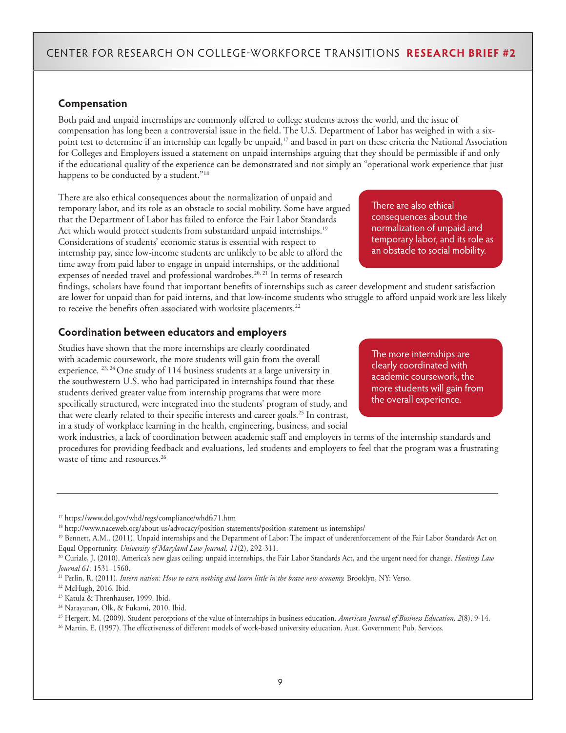## Compensation

Both paid and unpaid internships are commonly offered to college students across the world, and the issue of compensation has long been a controversial issue in the field. The U.S. Department of Labor has weighed in with a six-point test to determine if an internship can legally be unpaid,[17] and based in part on these criteria the National Association for Colleges and Employers issued a statement on unpaid internships arguing that they should be permissible if and only if the educational quality of the experience can be demonstrated and not simply an "operational work experience that just happens to be conducted by a student."[18]

There are also ethical consequences about the normalization of unpaid and temporary labor, and its role as an obstacle to social mobility. Some have argued that the Department of Labor has failed to enforce the Fair Labor Standards Act which would protect students from substandard unpaid internships.[19] Considerations of students' economic status is essential with respect to internship pay, since low-income students are unlikely to be able to afford the time away from paid labor to engage in unpaid internships, or the additional expenses of needed travel and professional wardrobes.[20, 21] In terms of research findings, scholars have found that important benefits of internships such as career development and student satisfaction are lower for unpaid than for paid interns, and that low-income students who struggle to afford unpaid work are less likely to receive the benefits often associated with worksite placements.[22]

> There are also ethical consequences about the normalization of unpaid and temporary labor, and its role as an obstacle to social mobility.

## Coordination between educators and employers

Studies have shown that the more internships are clearly coordinated with academic coursework, the more students will gain from the overall experience. [23, 24] One study of 114 business students at a large university in the southwestern U.S. who had participated in internships found that these students derived greater value from internship programs that were more specifically structured, were integrated into the students' program of study, and that were clearly related to their specific interests and career goals.[25] In contrast, in a study of workplace learning in the health, engineering, business, and social work industries, a lack of coordination between academic staff and employers in terms of the internship standards and procedures for providing feedback and evaluations, led students and employers to feel that the program was a frustrating waste of time and resources.[26]

> The more internships are clearly coordinated with academic coursework, the more students will gain from the overall experience.

---

[17] https://www.dol.gov/whd/regs/compliance/whdfs71.htm

[18] http://www.naceweb.org/about-us/advocacy/position-statements/position-statement-us-internships/

[19] Bennett, A.M.. (2011). Unpaid internships and the Department of Labor: The impact of underenforcement of the Fair Labor Standards Act on Equal Opportunity. *University of Maryland Law Journal, 11*(2), 292-311.

[20] Curiale, J. (2010). America's new glass ceiling: unpaid internships, the Fair Labor Standards Act, and the urgent need for change. *Hastings Law Journal 61:* 1531–1560.

[21] Perlin, R. (2011). *Intern nation: How to earn nothing and learn little in the brave new economy.* Brooklyn, NY: Verso.

[22] McHugh, 2016. Ibid.

[23] Katula & Threnhauser, 1999. Ibid.

[24] Narayanan, Olk, & Fukami, 2010. Ibid.

[25] Hergert, M. (2009). Student perceptions of the value of internships in business education. *American Journal of Business Education, 2*(8), 9-14.

[26] Martin, E. (1997). The effectiveness of different models of work-based university education. Aust. Government Pub. Services.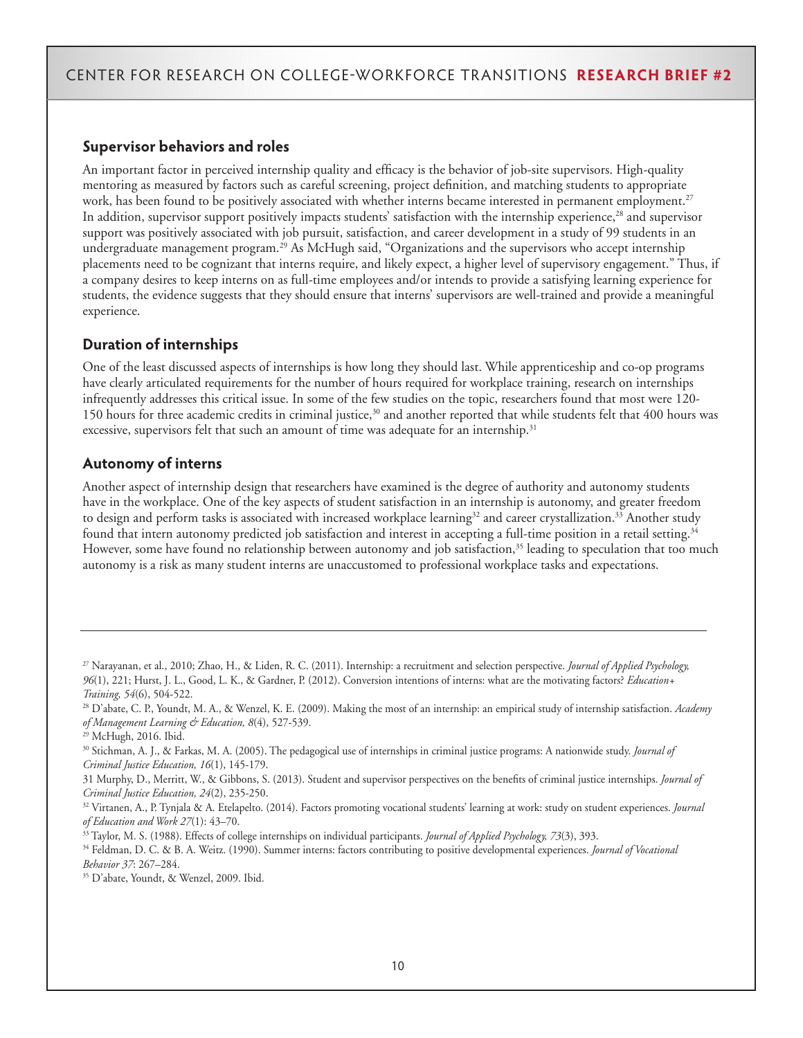## Supervisor behaviors and roles

An important factor in perceived internship quality and efficacy is the behavior of job-site supervisors. High-quality mentoring as measured by factors such as careful screening, project definition, and matching students to appropriate work, has been found to be positively associated with whether interns became interested in permanent employment.[27] In addition, supervisor support positively impacts students' satisfaction with the internship experience,[28] and supervisor support was positively associated with job pursuit, satisfaction, and career development in a study of 99 students in an undergraduate management program.[29] As McHugh said, "Organizations and the supervisors who accept internship placements need to be cognizant that interns require, and likely expect, a higher level of supervisory engagement." Thus, if a company desires to keep interns on as full-time employees and/or intends to provide a satisfying learning experience for students, the evidence suggests that they should ensure that interns' supervisors are well-trained and provide a meaningful experience.

## Duration of internships

One of the least discussed aspects of internships is how long they should last. While apprenticeship and co-op programs have clearly articulated requirements for the number of hours required for workplace training, research on internships infrequently addresses this critical issue. In some of the few studies on the topic, researchers found that most were 120-150 hours for three academic credits in criminal justice,[30] and another reported that while students felt that 400 hours was excessive, supervisors felt that such an amount of time was adequate for an internship.[31]

## Autonomy of interns

Another aspect of internship design that researchers have examined is the degree of authority and autonomy students have in the workplace. One of the key aspects of student satisfaction in an internship is autonomy, and greater freedom to design and perform tasks is associated with increased workplace learning[32] and career crystallization.[33] Another study found that intern autonomy predicted job satisfaction and interest in accepting a full-time position in a retail setting.[34] However, some have found no relationship between autonomy and job satisfaction,[35] leading to speculation that too much autonomy is a risk as many student interns are unaccustomed to professional workplace tasks and expectations.

---

[27] Narayanan, et al., 2010; Zhao, H., & Liden, R. C. (2011). Internship: a recruitment and selection perspective. *Journal of Applied Psychology, 96*(1), 221; Hurst, J. L., Good, L. K., & Gardner, P. (2012). Conversion intentions of interns: what are the motivating factors? *Education+ Training, 54*(6), 504-522.

[28] D'abate, C. P., Youndt, M. A., & Wenzel, K. E. (2009). Making the most of an internship: an empirical study of internship satisfaction. *Academy of Management Learning & Education, 8*(4), 527-539.

[29] McHugh, 2016. Ibid.

[30] Stichman, A. J., & Farkas, M. A. (2005). The pedagogical use of internships in criminal justice programs: A nationwide study. *Journal of Criminal Justice Education, 16*(1), 145-179.

31 Murphy, D., Merritt, W., & Gibbons, S. (2013). Student and supervisor perspectives on the benefits of criminal justice internships. *Journal of Criminal Justice Education, 24*(2), 235-250.

[32] Virtanen, A., P. Tynjala & A. Etelapelto. (2014). Factors promoting vocational students' learning at work: study on student experiences. *Journal of Education and Work 27*(1): 43–70.

[33] Taylor, M. S. (1988). Effects of college internships on individual participants. *Journal of Applied Psychology, 73*(3), 393.

[34] Feldman, D. C. & B. A. Weitz. (1990). Summer interns: factors contributing to positive developmental experiences. *Journal of Vocational Behavior 37*: 267–284.

[35] D'abate, Youndt, & Wenzel, 2009. Ibid.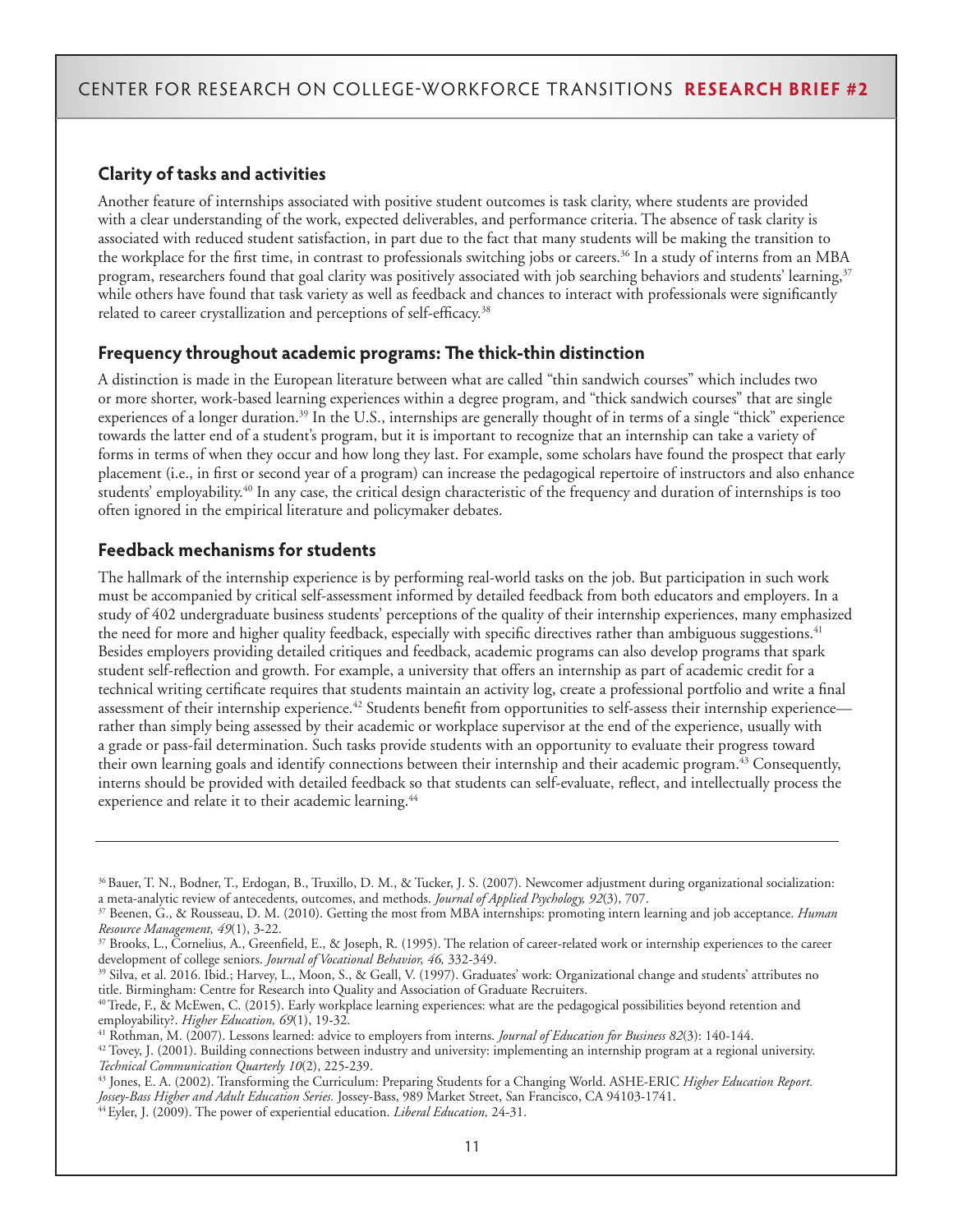### Clarity of tasks and activities

Another feature of internships associated with positive student outcomes is task clarity, where students are provided with a clear understanding of the work, expected deliverables, and performance criteria. The absence of task clarity is associated with reduced student satisfaction, in part due to the fact that many students will be making the transition to the workplace for the first time, in contrast to professionals switching jobs or careers.[36] In a study of interns from an MBA program, researchers found that goal clarity was positively associated with job searching behaviors and students' learning,[37] while others have found that task variety as well as feedback and chances to interact with professionals were significantly related to career crystallization and perceptions of self-efficacy.[38]

### Frequency throughout academic programs: The thick-thin distinction

A distinction is made in the European literature between what are called "thin sandwich courses" which includes two or more shorter, work-based learning experiences within a degree program, and "thick sandwich courses" that are single experiences of a longer duration.[39] In the U.S., internships are generally thought of in terms of a single "thick" experience towards the latter end of a student's program, but it is important to recognize that an internship can take a variety of forms in terms of when they occur and how long they last. For example, some scholars have found the prospect that early placement (i.e., in first or second year of a program) can increase the pedagogical repertoire of instructors and also enhance students' employability.[40] In any case, the critical design characteristic of the frequency and duration of internships is too often ignored in the empirical literature and policymaker debates.

### Feedback mechanisms for students

The hallmark of the internship experience is by performing real-world tasks on the job. But participation in such work must be accompanied by critical self-assessment informed by detailed feedback from both educators and employers. In a study of 402 undergraduate business students' perceptions of the quality of their internship experiences, many emphasized the need for more and higher quality feedback, especially with specific directives rather than ambiguous suggestions.[41] Besides employers providing detailed critiques and feedback, academic programs can also develop programs that spark student self-reflection and growth. For example, a university that offers an internship as part of academic credit for a technical writing certificate requires that students maintain an activity log, create a professional portfolio and write a final assessment of their internship experience.[42] Students benefit from opportunities to self-assess their internship experience—rather than simply being assessed by their academic or workplace supervisor at the end of the experience, usually with a grade or pass-fail determination. Such tasks provide students with an opportunity to evaluate their progress toward their own learning goals and identify connections between their internship and their academic program.[43] Consequently, interns should be provided with detailed feedback so that students can self-evaluate, reflect, and intellectually process the experience and relate it to their academic learning.[44]

---

[36] Bauer, T. N., Bodner, T., Erdogan, B., Truxillo, D. M., & Tucker, J. S. (2007). Newcomer adjustment during organizational socialization: a meta-analytic review of antecedents, outcomes, and methods. *Journal of Applied Psychology, 92*(3), 707.

[37] Beenen, G., & Rousseau, D. M. (2010). Getting the most from MBA internships: promoting intern learning and job acceptance. *Human Resource Management, 49*(1), 3-22.

[37] Brooks, L., Cornelius, A., Greenfield, E., & Joseph, R. (1995). The relation of career-related work or internship experiences to the career development of college seniors. *Journal of Vocational Behavior, 46,* 332-349.

[39] Silva, et al. 2016. Ibid.; Harvey, L., Moon, S., & Geall, V. (1997). Graduates' work: Organizational change and students' attributes no title. Birmingham: Centre for Research into Quality and Association of Graduate Recruiters.

[40] Trede, F., & McEwen, C. (2015). Early workplace learning experiences: what are the pedagogical possibilities beyond retention and employability?. *Higher Education, 69*(1), 19-32.

[41] Rothman, M. (2007). Lessons learned: advice to employers from interns. *Journal of Education for Business 82*(3): 140-144.

[42] Tovey, J. (2001). Building connections between industry and university: implementing an internship program at a regional university. *Technical Communication Quarterly 10*(2), 225-239.

[43] Jones, E. A. (2002). Transforming the Curriculum: Preparing Students for a Changing World. ASHE-ERIC *Higher Education Report. Jossey-Bass Higher and Adult Education Series.* Jossey-Bass, 989 Market Street, San Francisco, CA 94103-1741.

[44] Eyler, J. (2009). The power of experiential education. *Liberal Education,* 24-31.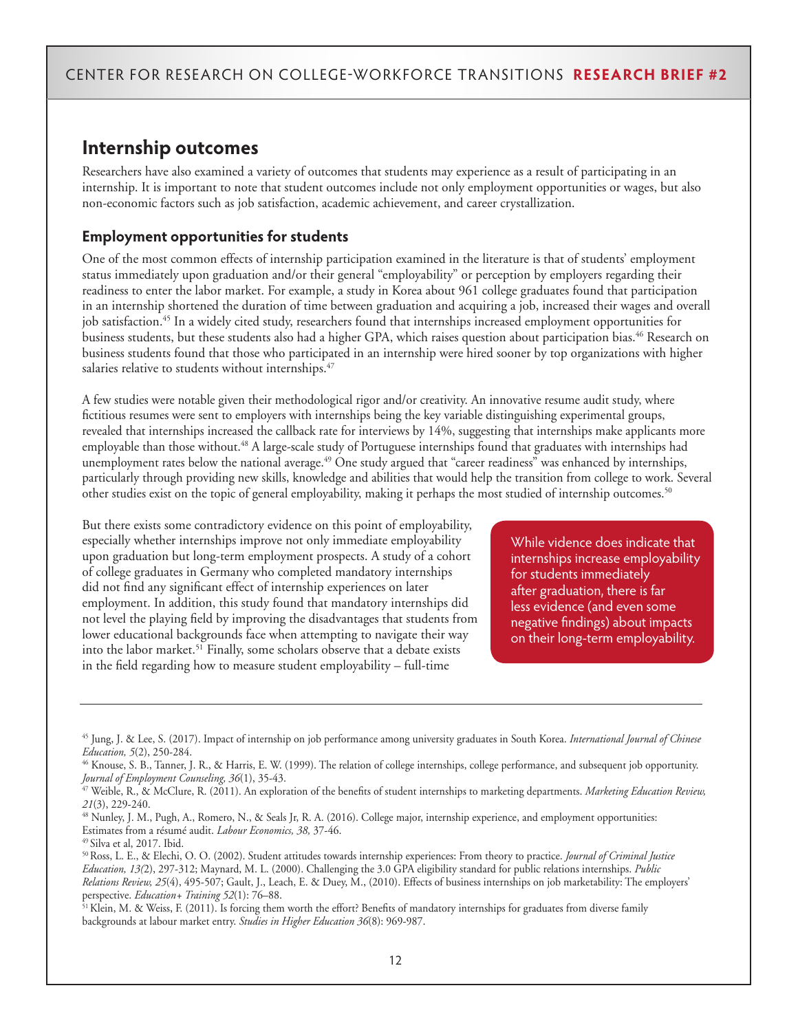## Internship outcomes

Researchers have also examined a variety of outcomes that students may experience as a result of participating in an internship. It is important to note that student outcomes include not only employment opportunities or wages, but also non-economic factors such as job satisfaction, academic achievement, and career crystallization.

### Employment opportunities for students

One of the most common effects of internship participation examined in the literature is that of students' employment status immediately upon graduation and/or their general "employability" or perception by employers regarding their readiness to enter the labor market. For example, a study in Korea about 961 college graduates found that participation in an internship shortened the duration of time between graduation and acquiring a job, increased their wages and overall job satisfaction.[45] In a widely cited study, researchers found that internships increased employment opportunities for business students, but these students also had a higher GPA, which raises question about participation bias.[46] Research on business students found that those who participated in an internship were hired sooner by top organizations with higher salaries relative to students without internships.[47]

A few studies were notable given their methodological rigor and/or creativity. An innovative resume audit study, where fictitious resumes were sent to employers with internships being the key variable distinguishing experimental groups, revealed that internships increased the callback rate for interviews by 14%, suggesting that internships make applicants more employable than those without.[48] A large-scale study of Portuguese internships found that graduates with internships had unemployment rates below the national average.[49] One study argued that "career readiness" was enhanced by internships, particularly through providing new skills, knowledge and abilities that would help the transition from college to work. Several other studies exist on the topic of general employability, making it perhaps the most studied of internship outcomes.[50]

But there exists some contradictory evidence on this point of employability, especially whether internships improve not only immediate employability upon graduation but long-term employment prospects. A study of a cohort of college graduates in Germany who completed mandatory internships did not find any significant effect of internship experiences on later employment. In addition, this study found that mandatory internships did not level the playing field by improving the disadvantages that students from lower educational backgrounds face when attempting to navigate their way into the labor market.[51] Finally, some scholars observe that a debate exists in the field regarding how to measure student employability – full-time

> While vidence does indicate that internships increase employability for students immediately after graduation, there is far less evidence (and even some negative findings) about impacts on their long-term employability.

---

[45] Jung, J. & Lee, S. (2017). Impact of internship on job performance among university graduates in South Korea. *International Journal of Chinese Education, 5*(2), 250-284.

[46] Knouse, S. B., Tanner, J. R., & Harris, E. W. (1999). The relation of college internships, college performance, and subsequent job opportunity. *Journal of Employment Counseling, 36*(1), 35-43.

[47] Weible, R., & McClure, R. (2011). An exploration of the benefits of student internships to marketing departments. *Marketing Education Review, 21*(3), 229-240.

[48] Nunley, J. M., Pugh, A., Romero, N., & Seals Jr, R. A. (2016). College major, internship experience, and employment opportunities: Estimates from a résumé audit. *Labour Economics, 38,* 37-46.

[49] Silva et al, 2017. Ibid.

[50] Ross, L. E., & Elechi, O. O. (2002). Student attitudes towards internship experiences: From theory to practice. *Journal of Criminal Justice Education, 13(*2), 297-312; Maynard, M. L. (2000). Challenging the 3.0 GPA eligibility standard for public relations internships. *Public Relations Review, 25*(4), 495-507; Gault, J., Leach, E. & Duey, M., (2010). Effects of business internships on job marketability: The employers' perspective. *Education+ Training 52*(1): 76–88.

[51] Klein, M. & Weiss, F. (2011). Is forcing them worth the effort? Benefits of mandatory internships for graduates from diverse family backgrounds at labour market entry. *Studies in Higher Education 36*(8): 969-987.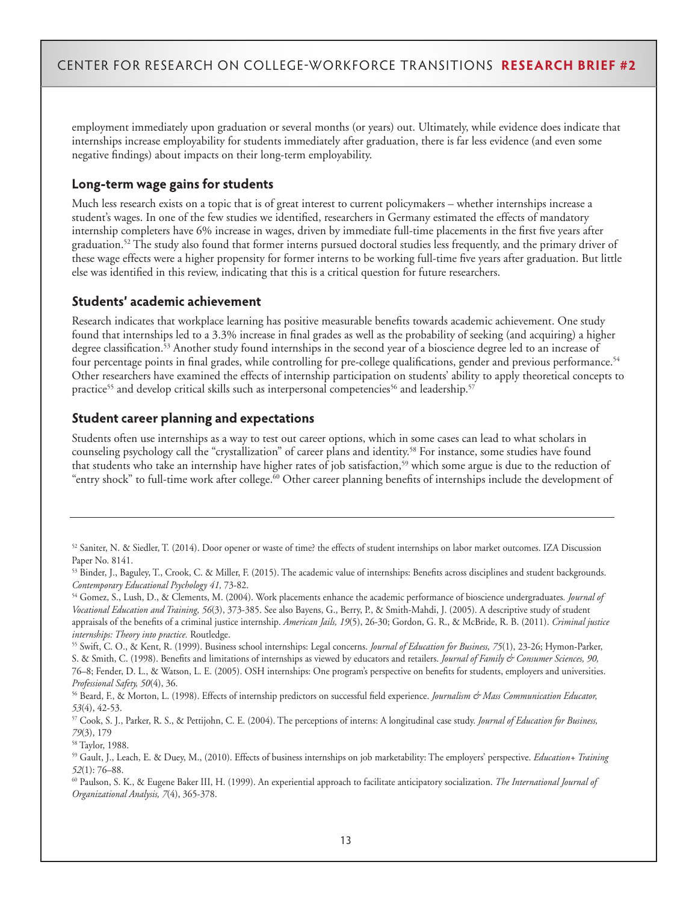employment immediately upon graduation or several months (or years) out. Ultimately, while evidence does indicate that internships increase employability for students immediately after graduation, there is far less evidence (and even some negative findings) about impacts on their long-term employability.

### Long-term wage gains for students

Much less research exists on a topic that is of great interest to current policymakers – whether internships increase a student's wages. In one of the few studies we identified, researchers in Germany estimated the effects of mandatory internship completers have 6% increase in wages, driven by immediate full-time placements in the first five years after graduation.[52] The study also found that former interns pursued doctoral studies less frequently, and the primary driver of these wage effects were a higher propensity for former interns to be working full-time five years after graduation. But little else was identified in this review, indicating that this is a critical question for future researchers.

### Students' academic achievement

Research indicates that workplace learning has positive measurable benefits towards academic achievement. One study found that internships led to a 3.3% increase in final grades as well as the probability of seeking (and acquiring) a higher degree classification.[53] Another study found internships in the second year of a bioscience degree led to an increase of four percentage points in final grades, while controlling for pre-college qualifications, gender and previous performance.[54] Other researchers have examined the effects of internship participation on students' ability to apply theoretical concepts to practice[55] and develop critical skills such as interpersonal competencies[56] and leadership.[57]

### Student career planning and expectations

Students often use internships as a way to test out career options, which in some cases can lead to what scholars in counseling psychology call the "crystallization" of career plans and identity.[58] For instance, some studies have found that students who take an internship have higher rates of job satisfaction,[59] which some argue is due to the reduction of "entry shock" to full-time work after college.[60] Other career planning benefits of internships include the development of

---

[52] Saniter, N. & Siedler, T. (2014). Door opener or waste of time? the effects of student internships on labor market outcomes. IZA Discussion Paper No. 8141.

[53] Binder, J., Baguley, T., Crook, C. & Miller, F. (2015). The academic value of internships: Benefits across disciplines and student backgrounds. *Contemporary Educational Psychology 41,* 73-82.

[54] Gomez, S., Lush, D., & Clements, M. (2004). Work placements enhance the academic performance of bioscience undergraduates. *Journal of Vocational Education and Training, 56*(3), 373-385. See also Bayens, G., Berry, P., & Smith-Mahdi, J. (2005). A descriptive study of student appraisals of the benefits of a criminal justice internship. *American Jails, 19*(5), 26-30; Gordon, G. R., & McBride, R. B. (2011). *Criminal justice internships: Theory into practice.* Routledge.

[55] Swift, C. O., & Kent, R. (1999). Business school internships: Legal concerns. *Journal of Education for Business, 75*(1), 23-26; Hymon-Parker, S. & Smith, C. (1998). Benefits and limitations of internships as viewed by educators and retailers. *Journal of Family & Consumer Sciences, 90,* 76–8; Fender, D. L., & Watson, L. E. (2005). OSH internships: One program's perspective on benefits for students, employers and universities. *Professional Safety, 50*(4), 36.

[56] Beard, F., & Morton, L. (1998). Effects of internship predictors on successful field experience. *Journalism & Mass Communication Educator, 53*(4), 42-53.

[57] Cook, S. J., Parker, R. S., & Pettijohn, C. E. (2004). The perceptions of interns: A longitudinal case study. *Journal of Education for Business, 79*(3), 179

[58] Taylor, 1988.

[59] Gault, J., Leach, E. & Duey, M., (2010). Effects of business internships on job marketability: The employers' perspective. *Education+ Training 52*(1): 76–88.

[60] Paulson, S. K., & Eugene Baker III, H. (1999). An experiential approach to facilitate anticipatory socialization. *The International Journal of Organizational Analysis, 7*(4), 365-378.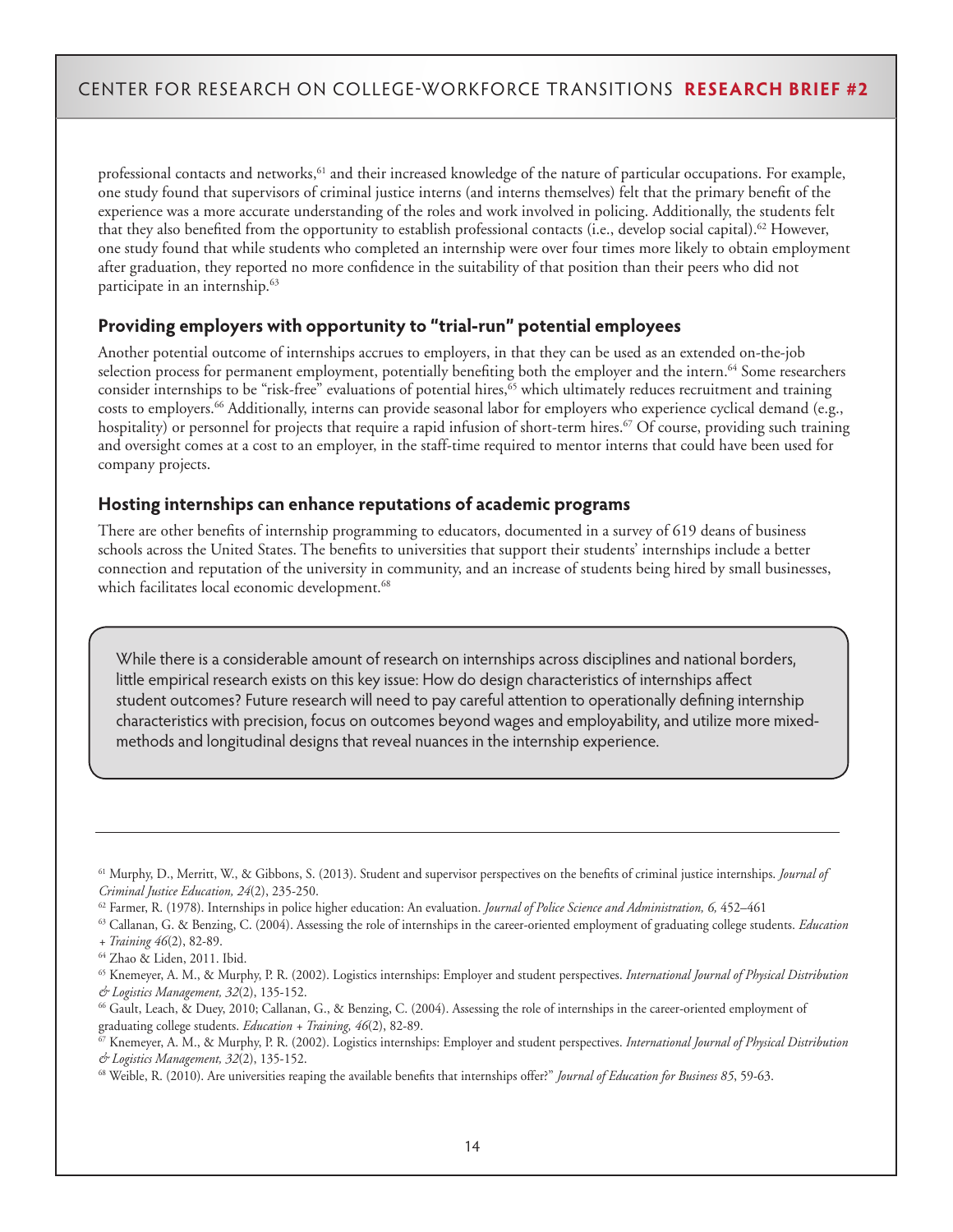professional contacts and networks,[61] and their increased knowledge of the nature of particular occupations. For example, one study found that supervisors of criminal justice interns (and interns themselves) felt that the primary benefit of the experience was a more accurate understanding of the roles and work involved in policing. Additionally, the students felt that they also benefited from the opportunity to establish professional contacts (i.e., develop social capital).[62] However, one study found that while students who completed an internship were over four times more likely to obtain employment after graduation, they reported no more confidence in the suitability of that position than their peers who did not participate in an internship.[63]

### Providing employers with opportunity to "trial-run" potential employees

Another potential outcome of internships accrues to employers, in that they can be used as an extended on-the-job selection process for permanent employment, potentially benefiting both the employer and the intern.[64] Some researchers consider internships to be "risk-free" evaluations of potential hires,[65] which ultimately reduces recruitment and training costs to employers.[66] Additionally, interns can provide seasonal labor for employers who experience cyclical demand (e.g., hospitality) or personnel for projects that require a rapid infusion of short-term hires.[67] Of course, providing such training and oversight comes at a cost to an employer, in the staff-time required to mentor interns that could have been used for company projects.

### Hosting internships can enhance reputations of academic programs

There are other benefits of internship programming to educators, documented in a survey of 619 deans of business schools across the United States. The benefits to universities that support their students' internships include a better connection and reputation of the university in community, and an increase of students being hired by small businesses, which facilitates local economic development.[68]

> While there is a considerable amount of research on internships across disciplines and national borders, little empirical research exists on this key issue: How do design characteristics of internships affect student outcomes? Future research will need to pay careful attention to operationally defining internship characteristics with precision, focus on outcomes beyond wages and employability, and utilize more mixed-methods and longitudinal designs that reveal nuances in the internship experience.

---

[61] Murphy, D., Merritt, W., & Gibbons, S. (2013). Student and supervisor perspectives on the benefits of criminal justice internships. *Journal of Criminal Justice Education, 24*(2), 235-250.

[62] Farmer, R. (1978). Internships in police higher education: An evaluation. *Journal of Police Science and Administration, 6,* 452–461

[63] Callanan, G. & Benzing, C. (2004). Assessing the role of internships in the career-oriented employment of graduating college students. *Education + Training 46*(2), 82-89.

[64] Zhao & Liden, 2011. Ibid.

[65] Knemeyer, A. M., & Murphy, P. R. (2002). Logistics internships: Employer and student perspectives. *International Journal of Physical Distribution & Logistics Management, 32*(2), 135-152.

[66] Gault, Leach, & Duey, 2010; Callanan, G., & Benzing, C. (2004). Assessing the role of internships in the career-oriented employment of graduating college students. *Education + Training, 46*(2), 82-89.

[67] Knemeyer, A. M., & Murphy, P. R. (2002). Logistics internships: Employer and student perspectives. *International Journal of Physical Distribution & Logistics Management, 32*(2), 135-152.

[68] Weible, R. (2010). Are universities reaping the available benefits that internships offer?" *Journal of Education for Business 85*, 59-63.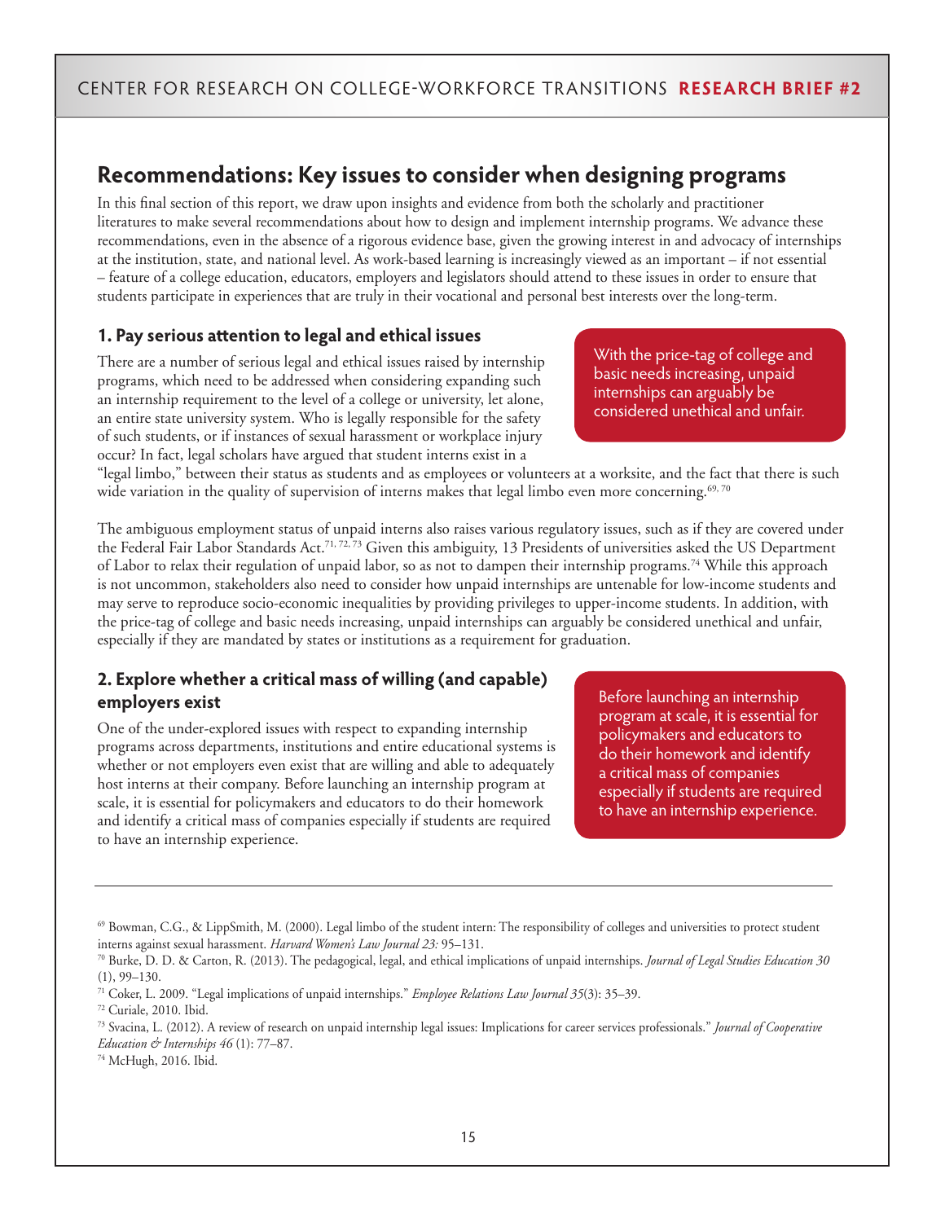## Recommendations: Key issues to consider when designing programs

In this final section of this report, we draw upon insights and evidence from both the scholarly and practitioner literatures to make several recommendations about how to design and implement internship programs. We advance these recommendations, even in the absence of a rigorous evidence base, given the growing interest in and advocacy of internships at the institution, state, and national level. As work-based learning is increasingly viewed as an important – if not essential – feature of a college education, educators, employers and legislators should attend to these issues in order to ensure that students participate in experiences that are truly in their vocational and personal best interests over the long-term.

### 1. Pay serious attention to legal and ethical issues

There are a number of serious legal and ethical issues raised by internship programs, which need to be addressed when considering expanding such an internship requirement to the level of a college or university, let alone, an entire state university system. Who is legally responsible for the safety of such students, or if instances of sexual harassment or workplace injury occur? In fact, legal scholars have argued that student interns exist in a "legal limbo," between their status as students and as employees or volunteers at a worksite, and the fact that there is such wide variation in the quality of supervision of interns makes that legal limbo even more concerning.[69, 70]

> With the price-tag of college and basic needs increasing, unpaid internships can arguably be considered unethical and unfair.

The ambiguous employment status of unpaid interns also raises various regulatory issues, such as if they are covered under the Federal Fair Labor Standards Act.[71, 72, 73] Given this ambiguity, 13 Presidents of universities asked the US Department of Labor to relax their regulation of unpaid labor, so as not to dampen their internship programs.[74] While this approach is not uncommon, stakeholders also need to consider how unpaid internships are untenable for low-income students and may serve to reproduce socio-economic inequalities by providing privileges to upper-income students. In addition, with the price-tag of college and basic needs increasing, unpaid internships can arguably be considered unethical and unfair, especially if they are mandated by states or institutions as a requirement for graduation.

### 2. Explore whether a critical mass of willing (and capable) employers exist

One of the under-explored issues with respect to expanding internship programs across departments, institutions and entire educational systems is whether or not employers even exist that are willing and able to adequately host interns at their company. Before launching an internship program at scale, it is essential for policymakers and educators to do their homework and identify a critical mass of companies especially if students are required to have an internship experience.

> Before launching an internship program at scale, it is essential for policymakers and educators to do their homework and identify a critical mass of companies especially if students are required to have an internship experience.

---

[69] Bowman, C.G., & LippSmith, M. (2000). Legal limbo of the student intern: The responsibility of colleges and universities to protect student interns against sexual harassment. *Harvard Women's Law Journal 23:* 95–131.

[70] Burke, D. D. & Carton, R. (2013). The pedagogical, legal, and ethical implications of unpaid internships. *Journal of Legal Studies Education 30* (1), 99–130.

[71] Coker, L. 2009. "Legal implications of unpaid internships." *Employee Relations Law Journal 35*(3): 35–39.

[72] Curiale, 2010. Ibid.

[73] Svacina, L. (2012). A review of research on unpaid internship legal issues: Implications for career services professionals." *Journal of Cooperative Education & Internships 46* (1): 77–87.

[74] McHugh, 2016. Ibid.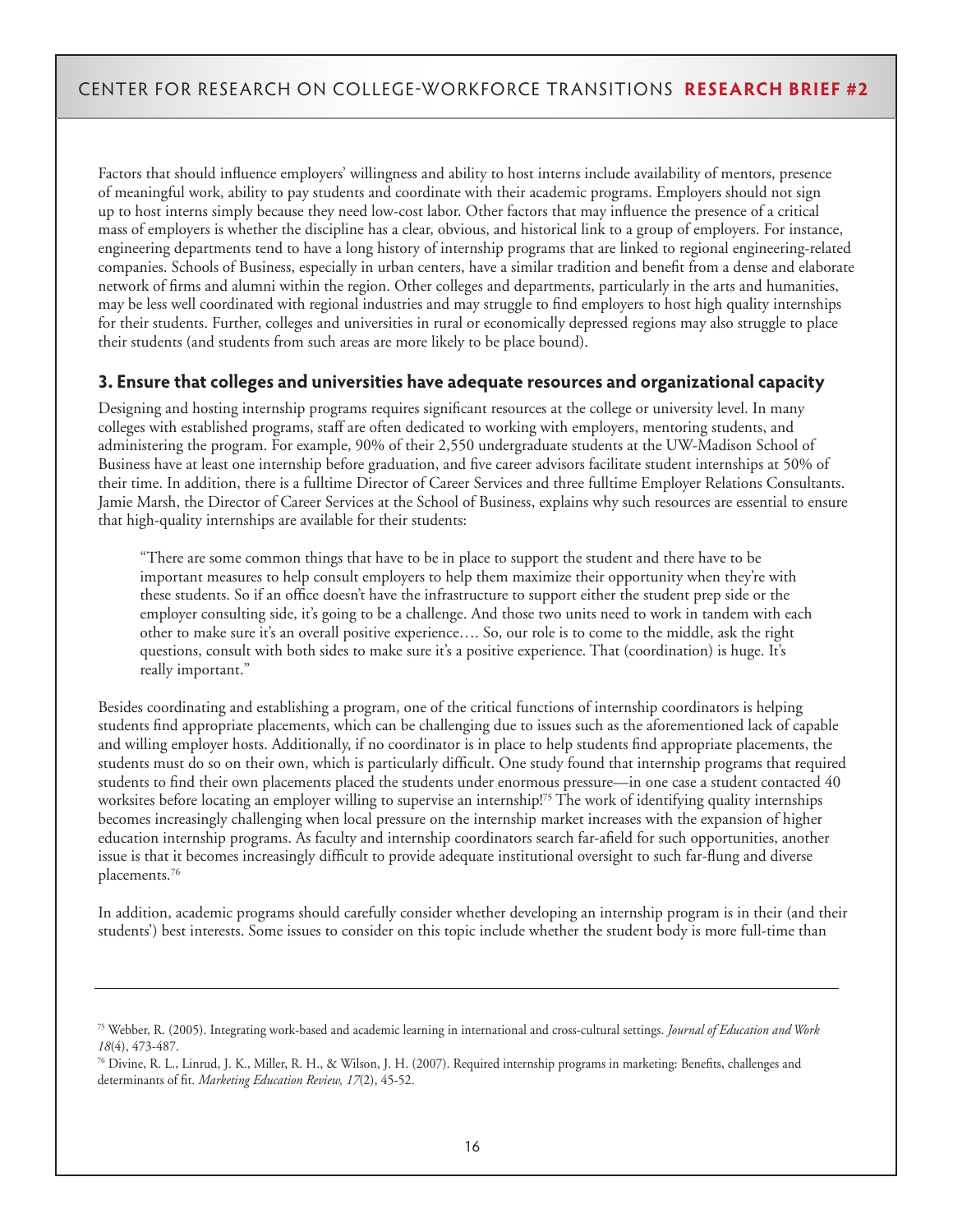Factors that should influence employers' willingness and ability to host interns include availability of mentors, presence of meaningful work, ability to pay students and coordinate with their academic programs. Employers should not sign up to host interns simply because they need low-cost labor. Other factors that may influence the presence of a critical mass of employers is whether the discipline has a clear, obvious, and historical link to a group of employers. For instance, engineering departments tend to have a long history of internship programs that are linked to regional engineering-related companies. Schools of Business, especially in urban centers, have a similar tradition and benefit from a dense and elaborate network of firms and alumni within the region. Other colleges and departments, particularly in the arts and humanities, may be less well coordinated with regional industries and may struggle to find employers to host high quality internships for their students. Further, colleges and universities in rural or economically depressed regions may also struggle to place their students (and students from such areas are more likely to be place bound).

### 3. Ensure that colleges and universities have adequate resources and organizational capacity

Designing and hosting internship programs requires significant resources at the college or university level. In many colleges with established programs, staff are often dedicated to working with employers, mentoring students, and administering the program. For example, 90% of their 2,550 undergraduate students at the UW-Madison School of Business have at least one internship before graduation, and five career advisors facilitate student internships at 50% of their time. In addition, there is a fulltime Director of Career Services and three fulltime Employer Relations Consultants. Jamie Marsh, the Director of Career Services at the School of Business, explains why such resources are essential to ensure that high-quality internships are available for their students:

> "There are some common things that have to be in place to support the student and there have to be important measures to help consult employers to help them maximize their opportunity when they're with these students. So if an office doesn't have the infrastructure to support either the student prep side or the employer consulting side, it's going to be a challenge. And those two units need to work in tandem with each other to make sure it's an overall positive experience…. So, our role is to come to the middle, ask the right questions, consult with both sides to make sure it's a positive experience. That (coordination) is huge. It's really important."

Besides coordinating and establishing a program, one of the critical functions of internship coordinators is helping students find appropriate placements, which can be challenging due to issues such as the aforementioned lack of capable and willing employer hosts. Additionally, if no coordinator is in place to help students find appropriate placements, the students must do so on their own, which is particularly difficult. One study found that internship programs that required students to find their own placements placed the students under enormous pressure—in one case a student contacted 40 worksites before locating an employer willing to supervise an internship![75] The work of identifying quality internships becomes increasingly challenging when local pressure on the internship market increases with the expansion of higher education internship programs. As faculty and internship coordinators search far-afield for such opportunities, another issue is that it becomes increasingly difficult to provide adequate institutional oversight to such far-flung and diverse placements.[76]

In addition, academic programs should carefully consider whether developing an internship program is in their (and their students') best interests. Some issues to consider on this topic include whether the student body is more full-time than

---

[75] Webber, R. (2005). Integrating work-based and academic learning in international and cross-cultural settings. *Journal of Education and Work 18*(4), 473-487.

[76] Divine, R. L., Linrud, J. K., Miller, R. H., & Wilson, J. H. (2007). Required internship programs in marketing: Benefits, challenges and determinants of fit. *Marketing Education Review, 17*(2), 45-52.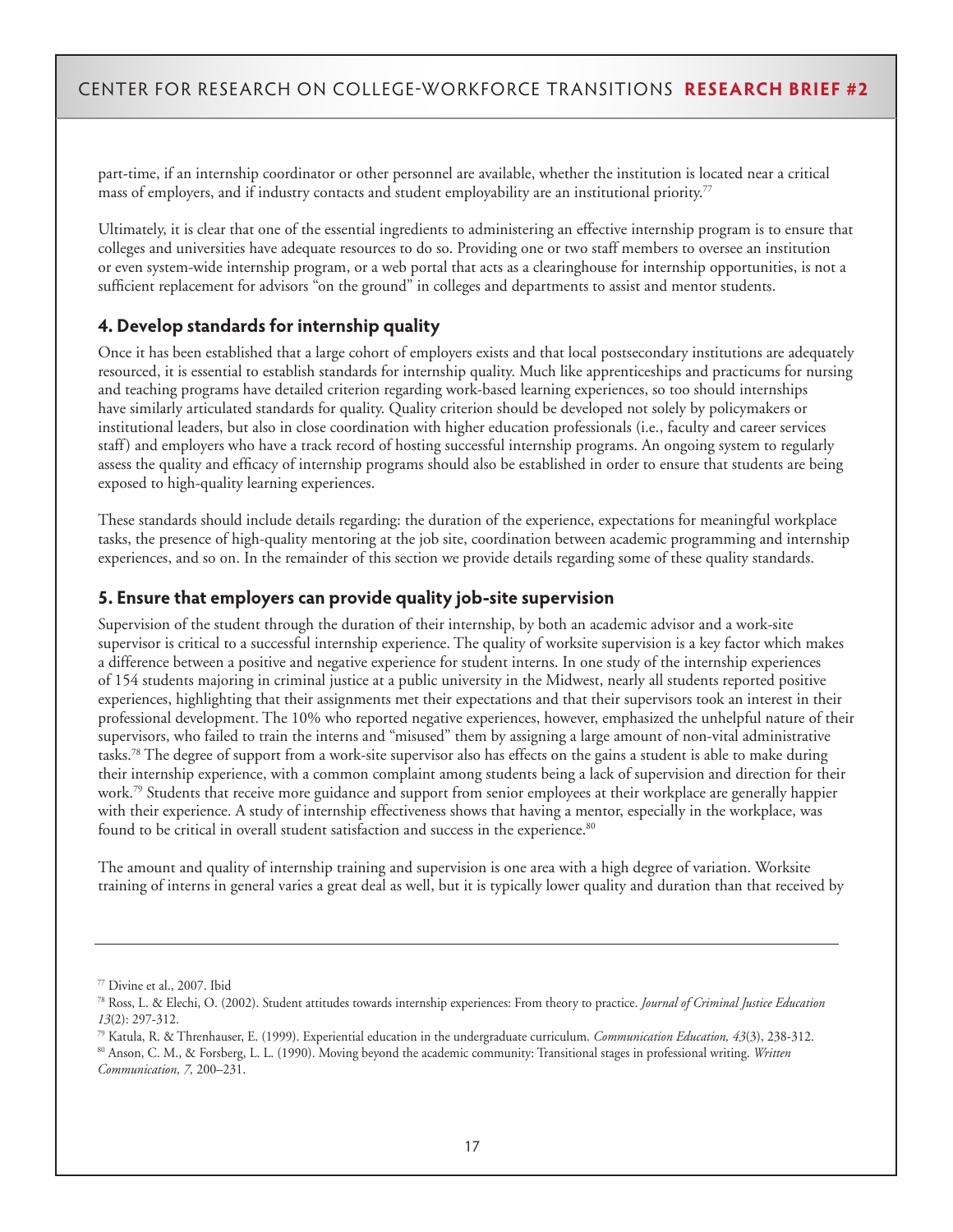part-time, if an internship coordinator or other personnel are available, whether the institution is located near a critical mass of employers, and if industry contacts and student employability are an institutional priority.[77]

Ultimately, it is clear that one of the essential ingredients to administering an effective internship program is to ensure that colleges and universities have adequate resources to do so. Providing one or two staff members to oversee an institution or even system-wide internship program, or a web portal that acts as a clearinghouse for internship opportunities, is not a sufficient replacement for advisors "on the ground" in colleges and departments to assist and mentor students.

### 4. Develop standards for internship quality

Once it has been established that a large cohort of employers exists and that local postsecondary institutions are adequately resourced, it is essential to establish standards for internship quality. Much like apprenticeships and practicums for nursing and teaching programs have detailed criterion regarding work-based learning experiences, so too should internships have similarly articulated standards for quality. Quality criterion should be developed not solely by policymakers or institutional leaders, but also in close coordination with higher education professionals (i.e., faculty and career services staff) and employers who have a track record of hosting successful internship programs. An ongoing system to regularly assess the quality and efficacy of internship programs should also be established in order to ensure that students are being exposed to high-quality learning experiences.

These standards should include details regarding: the duration of the experience, expectations for meaningful workplace tasks, the presence of high-quality mentoring at the job site, coordination between academic programming and internship experiences, and so on. In the remainder of this section we provide details regarding some of these quality standards.

### 5. Ensure that employers can provide quality job-site supervision

Supervision of the student through the duration of their internship, by both an academic advisor and a work-site supervisor is critical to a successful internship experience. The quality of worksite supervision is a key factor which makes a difference between a positive and negative experience for student interns. In one study of the internship experiences of 154 students majoring in criminal justice at a public university in the Midwest, nearly all students reported positive experiences, highlighting that their assignments met their expectations and that their supervisors took an interest in their professional development. The 10% who reported negative experiences, however, emphasized the unhelpful nature of their supervisors, who failed to train the interns and "misused" them by assigning a large amount of non-vital administrative tasks.[78] The degree of support from a work-site supervisor also has effects on the gains a student is able to make during their internship experience, with a common complaint among students being a lack of supervision and direction for their work.[79] Students that receive more guidance and support from senior employees at their workplace are generally happier with their experience. A study of internship effectiveness shows that having a mentor, especially in the workplace, was found to be critical in overall student satisfaction and success in the experience.[80]

The amount and quality of internship training and supervision is one area with a high degree of variation. Worksite training of interns in general varies a great deal as well, but it is typically lower quality and duration than that received by

---

[77] Divine et al., 2007. Ibid

[78] Ross, L. & Elechi, O. (2002). Student attitudes towards internship experiences: From theory to practice. *Journal of Criminal Justice Education 13*(2): 297-312.

[79] Katula, R. & Threnhauser, E. (1999). Experiential education in the undergraduate curriculum. *Communication Education, 43*(3), 238-312.

[80] Anson, C. M., & Forsberg, L. L. (1990). Moving beyond the academic community: Transitional stages in professional writing. *Written Communication, 7,* 200–231.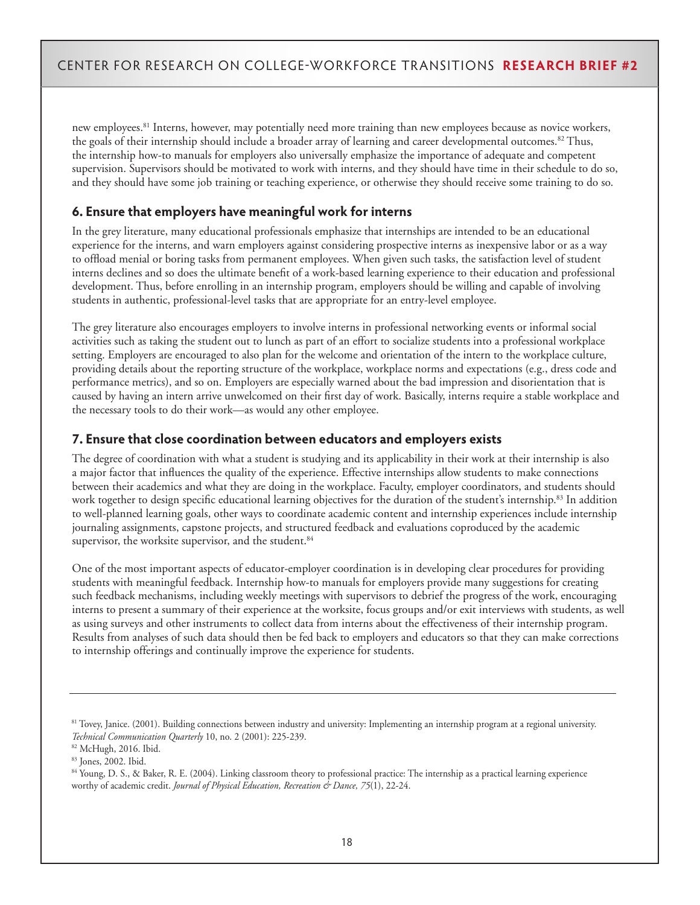new employees.[81] Interns, however, may potentially need more training than new employees because as novice workers, the goals of their internship should include a broader array of learning and career developmental outcomes.[82] Thus, the internship how-to manuals for employers also universally emphasize the importance of adequate and competent supervision. Supervisors should be motivated to work with interns, and they should have time in their schedule to do so, and they should have some job training or teaching experience, or otherwise they should receive some training to do so.

### 6. Ensure that employers have meaningful work for interns

In the grey literature, many educational professionals emphasize that internships are intended to be an educational experience for the interns, and warn employers against considering prospective interns as inexpensive labor or as a way to offload menial or boring tasks from permanent employees. When given such tasks, the satisfaction level of student interns declines and so does the ultimate benefit of a work-based learning experience to their education and professional development. Thus, before enrolling in an internship program, employers should be willing and capable of involving students in authentic, professional-level tasks that are appropriate for an entry-level employee.

The grey literature also encourages employers to involve interns in professional networking events or informal social activities such as taking the student out to lunch as part of an effort to socialize students into a professional workplace setting. Employers are encouraged to also plan for the welcome and orientation of the intern to the workplace culture, providing details about the reporting structure of the workplace, workplace norms and expectations (e.g., dress code and performance metrics), and so on. Employers are especially warned about the bad impression and disorientation that is caused by having an intern arrive unwelcomed on their first day of work. Basically, interns require a stable workplace and the necessary tools to do their work—as would any other employee.

### 7. Ensure that close coordination between educators and employers exists

The degree of coordination with what a student is studying and its applicability in their work at their internship is also a major factor that influences the quality of the experience. Effective internships allow students to make connections between their academics and what they are doing in the workplace. Faculty, employer coordinators, and students should work together to design specific educational learning objectives for the duration of the student's internship.[83] In addition to well-planned learning goals, other ways to coordinate academic content and internship experiences include internship journaling assignments, capstone projects, and structured feedback and evaluations coproduced by the academic supervisor, the worksite supervisor, and the student.[84]

One of the most important aspects of educator-employer coordination is in developing clear procedures for providing students with meaningful feedback. Internship how-to manuals for employers provide many suggestions for creating such feedback mechanisms, including weekly meetings with supervisors to debrief the progress of the work, encouraging interns to present a summary of their experience at the worksite, focus groups and/or exit interviews with students, as well as using surveys and other instruments to collect data from interns about the effectiveness of their internship program. Results from analyses of such data should then be fed back to employers and educators so that they can make corrections to internship offerings and continually improve the experience for students.

---

[81] Tovey, Janice. (2001). Building connections between industry and university: Implementing an internship program at a regional university. *Technical Communication Quarterly* 10, no. 2 (2001): 225-239.

[82] McHugh, 2016. Ibid.

[83] Jones, 2002. Ibid.

[84] Young, D. S., & Baker, R. E. (2004). Linking classroom theory to professional practice: The internship as a practical learning experience worthy of academic credit. *Journal of Physical Education, Recreation & Dance, 75*(1), 22-24.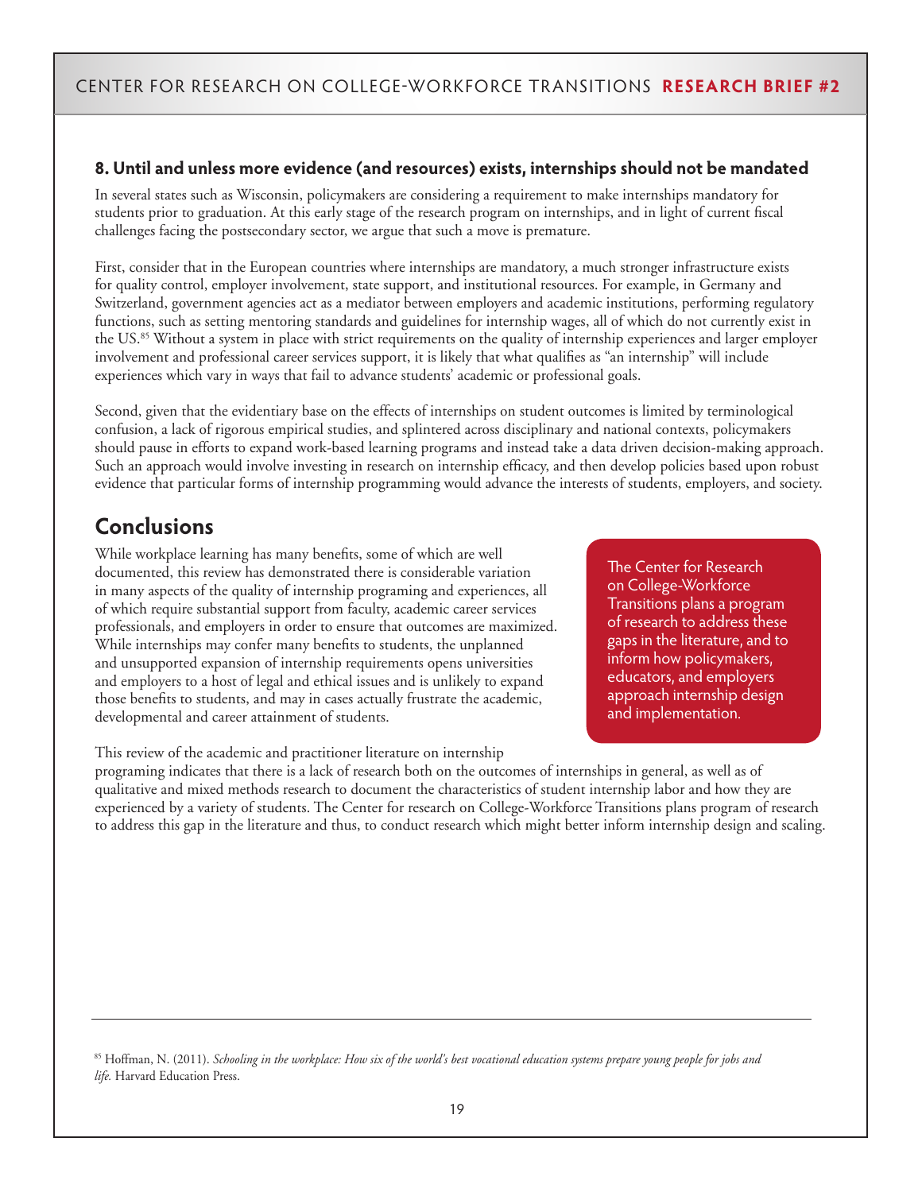### 8. Until and unless more evidence (and resources) exists, internships should not be mandated

In several states such as Wisconsin, policymakers are considering a requirement to make internships mandatory for students prior to graduation. At this early stage of the research program on internships, and in light of current fiscal challenges facing the postsecondary sector, we argue that such a move is premature.

First, consider that in the European countries where internships are mandatory, a much stronger infrastructure exists for quality control, employer involvement, state support, and institutional resources. For example, in Germany and Switzerland, government agencies act as a mediator between employers and academic institutions, performing regulatory functions, such as setting mentoring standards and guidelines for internship wages, all of which do not currently exist in the US.[85] Without a system in place with strict requirements on the quality of internship experiences and larger employer involvement and professional career services support, it is likely that what qualifies as "an internship" will include experiences which vary in ways that fail to advance students' academic or professional goals.

Second, given that the evidentiary base on the effects of internships on student outcomes is limited by terminological confusion, a lack of rigorous empirical studies, and splintered across disciplinary and national contexts, policymakers should pause in efforts to expand work-based learning programs and instead take a data driven decision-making approach. Such an approach would involve investing in research on internship efficacy, and then develop policies based upon robust evidence that particular forms of internship programming would advance the interests of students, employers, and society.

## Conclusions

While workplace learning has many benefits, some of which are well documented, this review has demonstrated there is considerable variation in many aspects of the quality of internship programing and experiences, all of which require substantial support from faculty, academic career services professionals, and employers in order to ensure that outcomes are maximized. While internships may confer many benefits to students, the unplanned and unsupported expansion of internship requirements opens universities and employers to a host of legal and ethical issues and is unlikely to expand those benefits to students, and may in cases actually frustrate the academic, developmental and career attainment of students.

> The Center for Research on College-Workforce Transitions plans a program of research to address these gaps in the literature, and to inform how policymakers, educators, and employers approach internship design and implementation.

This review of the academic and practitioner literature on internship programing indicates that there is a lack of research both on the outcomes of internships in general, as well as of qualitative and mixed methods research to document the characteristics of student internship labor and how they are experienced by a variety of students. The Center for research on College-Workforce Transitions plans program of research to address this gap in the literature and thus, to conduct research which might better inform internship design and scaling.

---

[85] Hoffman, N. (2011). *Schooling in the workplace: How six of the world's best vocational education systems prepare young people for jobs and life.* Harvard Education Press.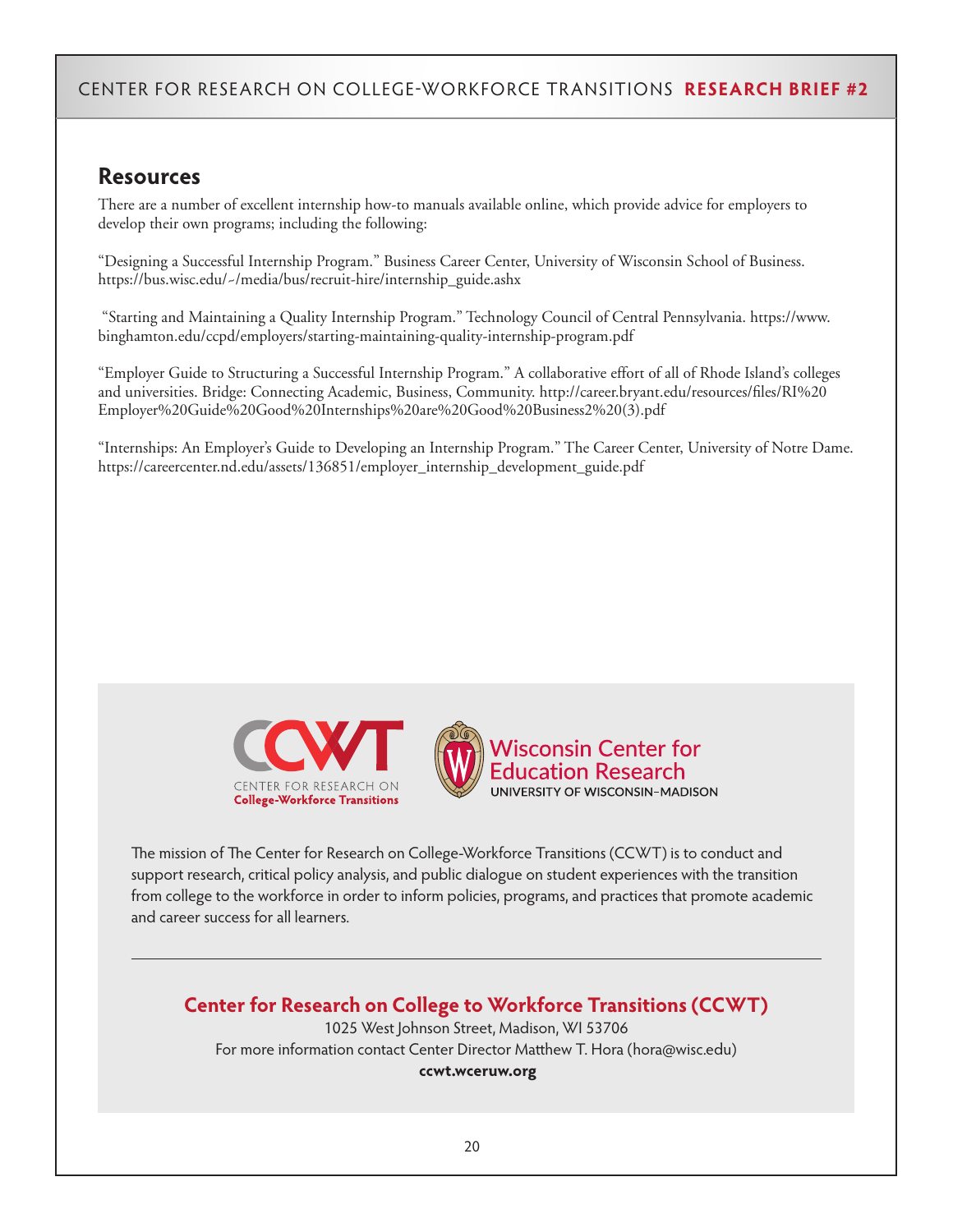## Resources

There are a number of excellent internship how-to manuals available online, which provide advice for employers to develop their own programs; including the following:

"Designing a Successful Internship Program." Business Career Center, University of Wisconsin School of Business. https://bus.wisc.edu/~/media/bus/recruit-hire/internship_guide.ashx

"Starting and Maintaining a Quality Internship Program." Technology Council of Central Pennsylvania. https://www.binghamton.edu/ccpd/employers/starting-maintaining-quality-internship-program.pdf

"Employer Guide to Structuring a Successful Internship Program." A collaborative effort of all of Rhode Island's colleges and universities. Bridge: Connecting Academic, Business, Community. http://career.bryant.edu/resources/files/RI%20Employer%20Guide%20Good%20Internships%20are%20Good%20Business2%20(3).pdf

"Internships: An Employer's Guide to Developing an Internship Program." The Career Center, University of Notre Dame. https://careercenter.nd.edu/assets/136851/employer_internship_development_guide.pdf

CCWT
CENTER FOR RESEARCH ON
**College-Workforce Transitions**

Wisconsin Center for Education Research
UNIVERSITY OF WISCONSIN–MADISON

The mission of The Center for Research on College-Workforce Transitions (CCWT) is to conduct and support research, critical policy analysis, and public dialogue on student experiences with the transition from college to the workforce in order to inform policies, programs, and practices that promote academic and career success for all learners.

---

**Center for Research on College to Workforce Transitions (CCWT)**
1025 West Johnson Street, Madison, WI 53706
For more information contact Center Director Matthew T. Hora (hora@wisc.edu)
**ccwt.wceruw.org**